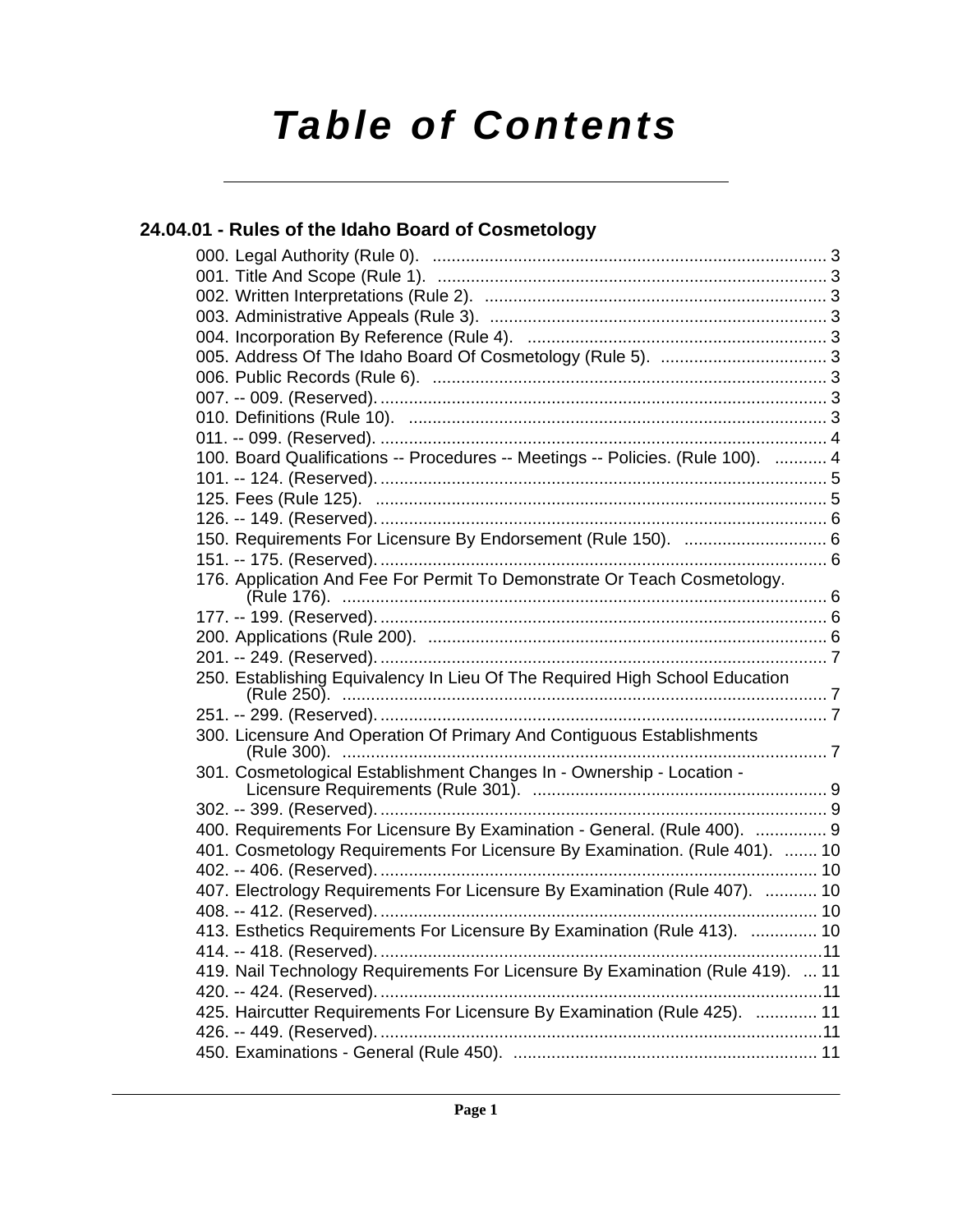# Table of Contents

## 24.04.01 - Rules of the Idaho Board of Cosmetology

000. Legal Authority (Rule 0). .......... 3
001. Title And Scope (Rule 1). .......... 3
002. Written Interpretations (Rule 2). .......... 3
003. Administrative Appeals (Rule 3). .......... 3
004. Incorporation By Reference (Rule 4). .......... 3
005. Address Of The Idaho Board Of Cosmetology (Rule 5). .......... 3
006. Public Records (Rule 6). .......... 3
007. -- 009. (Reserved). .......... 3
010. Definitions (Rule 10). .......... 3
011. -- 099. (Reserved). .......... 4
100. Board Qualifications -- Procedures -- Meetings -- Policies. (Rule 100). .......... 4
101. -- 124. (Reserved). .......... 5
125. Fees (Rule 125). .......... 5
126. -- 149. (Reserved). .......... 6
150. Requirements For Licensure By Endorsement (Rule 150). .......... 6
151. -- 175. (Reserved). .......... 6
176. Application And Fee For Permit To Demonstrate Or Teach Cosmetology. (Rule 176). .......... 6
177. -- 199. (Reserved). .......... 6
200. Applications (Rule 200). .......... 6
201. -- 249. (Reserved). .......... 7
250. Establishing Equivalency In Lieu Of The Required High School Education (Rule 250). .......... 7
251. -- 299. (Reserved). .......... 7
300. Licensure And Operation Of Primary And Contiguous Establishments (Rule 300). .......... 7
301. Cosmetological Establishment Changes In - Ownership - Location - Licensure Requirements (Rule 301). .......... 9
302. -- 399. (Reserved). .......... 9
400. Requirements For Licensure By Examination - General. (Rule 400). .......... 9
401. Cosmetology Requirements For Licensure By Examination. (Rule 401). .......... 10
402. -- 406. (Reserved). .......... 10
407. Electrology Requirements For Licensure By Examination (Rule 407). .......... 10
408. -- 412. (Reserved). .......... 10
413. Esthetics Requirements For Licensure By Examination (Rule 413). .......... 10
414. -- 418. (Reserved). .......... 11
419. Nail Technology Requirements For Licensure By Examination (Rule 419). .......... 11
420. -- 424. (Reserved). .......... 11
425. Haircutter Requirements For Licensure By Examination (Rule 425). .......... 11
426. -- 449. (Reserved). .......... 11
450. Examinations - General (Rule 450). .......... 11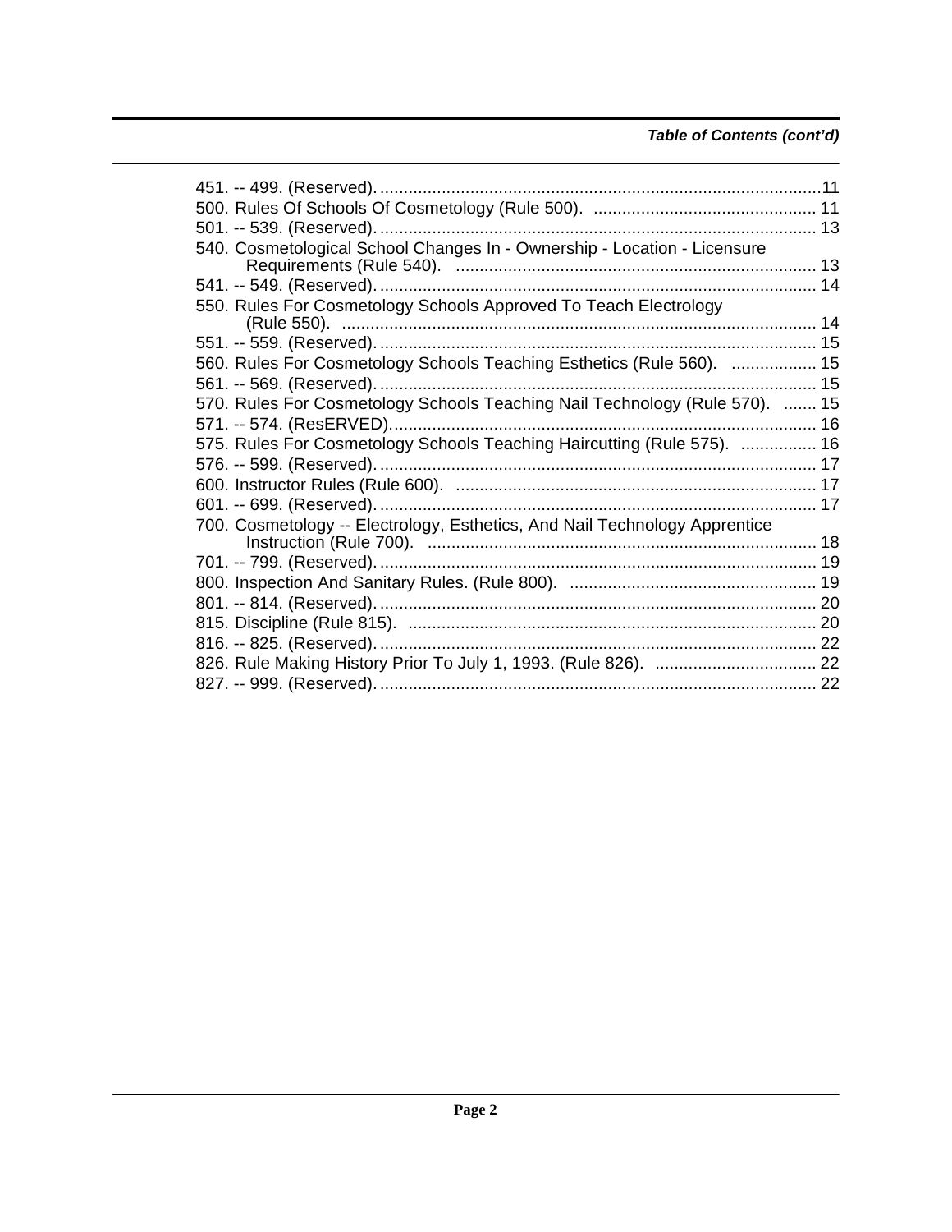*Table of Contents (cont'd)*

451. -- 499. (Reserved). .....................................................................................................11
500. Rules Of Schools Of Cosmetology (Rule 500). .............................................. 11
501. -- 539. (Reserved). ..................................................................................... 13
540. Cosmetological School Changes In - Ownership - Location - Licensure Requirements (Rule 540). ......................................................................... 13
541. -- 549. (Reserved). ..................................................................................... 14
550. Rules For Cosmetology Schools Approved To Teach Electrology (Rule 550). .................................................................................................. 14
551. -- 559. (Reserved). ..................................................................................... 15
560. Rules For Cosmetology Schools Teaching Esthetics (Rule 560). .................. 15
561. -- 569. (Reserved). ..................................................................................... 15
570. Rules For Cosmetology Schools Teaching Nail Technology (Rule 570). ....... 15
571. -- 574. (ResERVED). .................................................................................. 16
575. Rules For Cosmetology Schools Teaching Haircutting (Rule 575). ................ 16
576. -- 599. (Reserved). ..................................................................................... 17
600. Instructor Rules (Rule 600). ........................................................................ 17
601. -- 699. (Reserved). ..................................................................................... 17
700. Cosmetology -- Electrology, Esthetics, And Nail Technology Apprentice Instruction (Rule 700). ................................................................................ 18
701. -- 799. (Reserved). ..................................................................................... 19
800. Inspection And Sanitary Rules. (Rule 800). .................................................. 19
801. -- 814. (Reserved). ..................................................................................... 20
815. Discipline (Rule 815). ..................................................................................... 20
816. -- 825. (Reserved). ..................................................................................... 22
826. Rule Making History Prior To July 1, 1993. (Rule 826). ................................. 22
827. -- 999. (Reserved). ..................................................................................... 22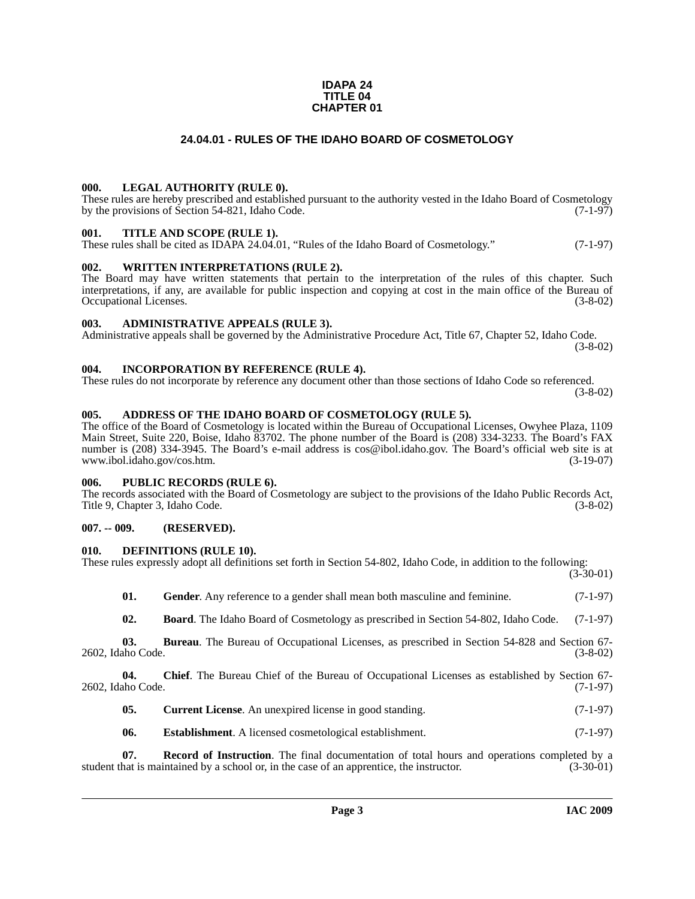**IDAPA 24**
**TITLE 04**
**CHAPTER 01**

# 24.04.01 - RULES OF THE IDAHO BOARD OF COSMETOLOGY

### 000. LEGAL AUTHORITY (RULE 0).

These rules are hereby prescribed and established pursuant to the authority vested in the Idaho Board of Cosmetology by the provisions of Section 54-821, Idaho Code. (7-1-97)

### 001. TITLE AND SCOPE (RULE 1).

These rules shall be cited as IDAPA 24.04.01, "Rules of the Idaho Board of Cosmetology." (7-1-97)

### 002. WRITTEN INTERPRETATIONS (RULE 2).

The Board may have written statements that pertain to the interpretation of the rules of this chapter. Such interpretations, if any, are available for public inspection and copying at cost in the main office of the Bureau of Occupational Licenses. (3-8-02)

### 003. ADMINISTRATIVE APPEALS (RULE 3).

Administrative appeals shall be governed by the Administrative Procedure Act, Title 67, Chapter 52, Idaho Code. (3-8-02)

### 004. INCORPORATION BY REFERENCE (RULE 4).

These rules do not incorporate by reference any document other than those sections of Idaho Code so referenced. (3-8-02)

### 005. ADDRESS OF THE IDAHO BOARD OF COSMETOLOGY (RULE 5).

The office of the Board of Cosmetology is located within the Bureau of Occupational Licenses, Owyhee Plaza, 1109 Main Street, Suite 220, Boise, Idaho 83702. The phone number of the Board is (208) 334-3233. The Board's FAX number is (208) 334-3945. The Board's e-mail address is cos@ibol.idaho.gov. The Board's official web site is at www.ibol.idaho.gov/cos.htm. (3-19-07)

### 006. PUBLIC RECORDS (RULE 6).

The records associated with the Board of Cosmetology are subject to the provisions of the Idaho Public Records Act, Title 9, Chapter 3, Idaho Code. (3-8-02)

### 007. -- 009. (RESERVED).

### 010. DEFINITIONS (RULE 10).

These rules expressly adopt all definitions set forth in Section 54-802, Idaho Code, in addition to the following: (3-30-01)

**01. Gender**. Any reference to a gender shall mean both masculine and feminine. (7-1-97)

**02. Board**. The Idaho Board of Cosmetology as prescribed in Section 54-802, Idaho Code. (7-1-97)

**03. Bureau**. The Bureau of Occupational Licenses, as prescribed in Section 54-828 and Section 67-2602, Idaho Code. (3-8-02)

**04. Chief**. The Bureau Chief of the Bureau of Occupational Licenses as established by Section 67-2602, Idaho Code. (7-1-97)

**05. Current License**. An unexpired license in good standing. (7-1-97)

**06. Establishment**. A licensed cosmetological establishment. (7-1-97)

**07. Record of Instruction**. The final documentation of total hours and operations completed by a student that is maintained by a school or, in the case of an apprentice, the instructor. (3-30-01)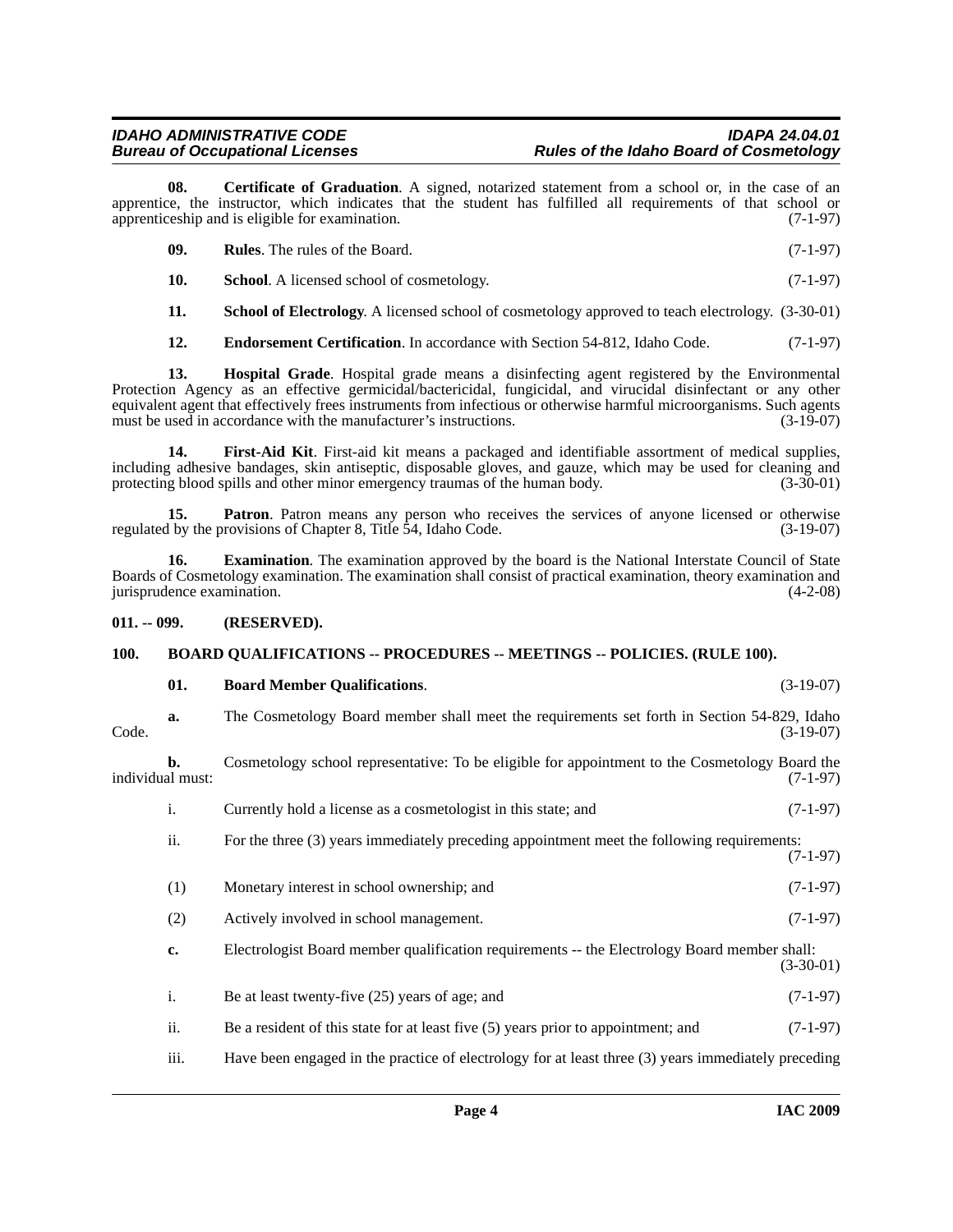**08. Certificate of Graduation**. A signed, notarized statement from a school or, in the case of an apprentice, the instructor, which indicates that the student has fulfilled all requirements of that school or apprenticeship and is eligible for examination. (7-1-97)

**09. Rules**. The rules of the Board. (7-1-97)

**10. School**. A licensed school of cosmetology. (7-1-97)

**11. School of Electrology**. A licensed school of cosmetology approved to teach electrology. (3-30-01)

**12. Endorsement Certification**. In accordance with Section 54-812, Idaho Code. (7-1-97)

**13. Hospital Grade**. Hospital grade means a disinfecting agent registered by the Environmental Protection Agency as an effective germicidal/bactericidal, fungicidal, and virucidal disinfectant or any other equivalent agent that effectively frees instruments from infectious or otherwise harmful microorganisms. Such agents must be used in accordance with the manufacturer's instructions. (3-19-07)

**14. First-Aid Kit**. First-aid kit means a packaged and identifiable assortment of medical supplies, including adhesive bandages, skin antiseptic, disposable gloves, and gauze, which may be used for cleaning and protecting blood spills and other minor emergency traumas of the human body. (3-30-01)

**15. Patron**. Patron means any person who receives the services of anyone licensed or otherwise regulated by the provisions of Chapter 8, Title 54, Idaho Code. (3-19-07)

**16. Examination**. The examination approved by the board is the National Interstate Council of State Boards of Cosmetology examination. The examination shall consist of practical examination, theory examination and jurisprudence examination. (4-2-08)

## 011. -- 099. (RESERVED).

## 100. BOARD QUALIFICATIONS -- PROCEDURES -- MEETINGS -- POLICIES. (RULE 100).

**01. Board Member Qualifications**. (3-19-07)

**a.** The Cosmetology Board member shall meet the requirements set forth in Section 54-829, Idaho Code. (3-19-07)

**b.** Cosmetology school representative: To be eligible for appointment to the Cosmetology Board the individual must: (7-1-97)

i. Currently hold a license as a cosmetologist in this state; and (7-1-97)

ii. For the three (3) years immediately preceding appointment meet the following requirements: (7-1-97)

(1) Monetary interest in school ownership; and (7-1-97)

(2) Actively involved in school management. (7-1-97)

**c.** Electrologist Board member qualification requirements -- the Electrology Board member shall: (3-30-01)

i. Be at least twenty-five (25) years of age; and (7-1-97)

ii. Be a resident of this state for at least five (5) years prior to appointment; and (7-1-97)

iii. Have been engaged in the practice of electrology for at least three (3) years immediately preceding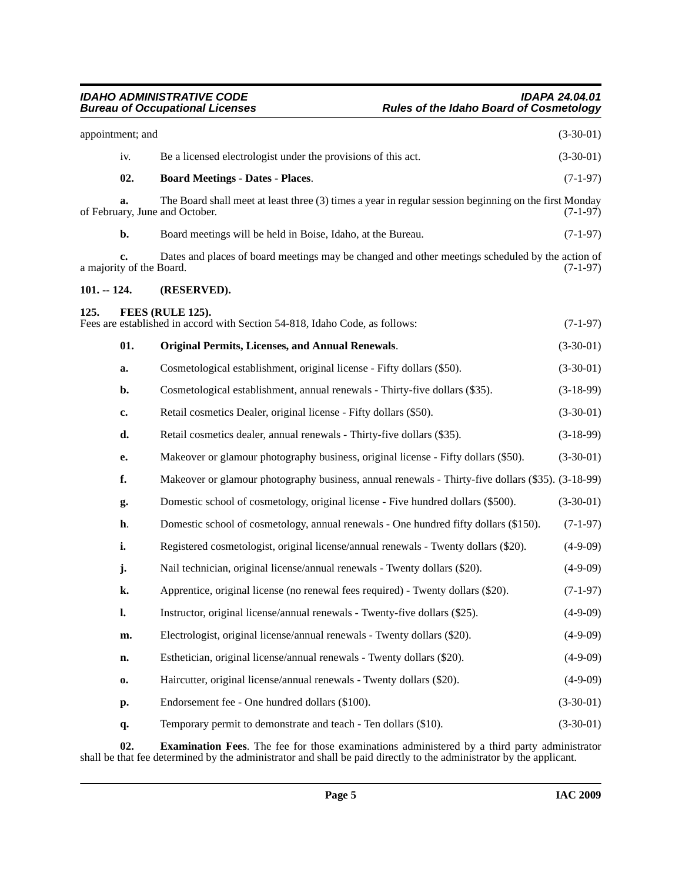appointment; and (3-30-01)

iv. Be a licensed electrologist under the provisions of this act. (3-30-01)

**02. Board Meetings - Dates - Places**. (7-1-97)

**a.** The Board shall meet at least three (3) times a year in regular session beginning on the first Monday of February, June and October. (7-1-97)

**b.** Board meetings will be held in Boise, Idaho, at the Bureau. (7-1-97)

**c.** Dates and places of board meetings may be changed and other meetings scheduled by the action of a majority of the Board. (7-1-97)

**101. -- 124. (RESERVED).**

**125. FEES (RULE 125).**

Fees are established in accord with Section 54-818, Idaho Code, as follows: (7-1-97)

**01. Original Permits, Licenses, and Annual Renewals**. (3-30-01)

**a.** Cosmetological establishment, original license - Fifty dollars ($50). (3-30-01)

**b.** Cosmetological establishment, annual renewals - Thirty-five dollars ($35). (3-18-99)

**c.** Retail cosmetics Dealer, original license - Fifty dollars ($50). (3-30-01)

**d.** Retail cosmetics dealer, annual renewals - Thirty-five dollars ($35). (3-18-99)

**e.** Makeover or glamour photography business, original license - Fifty dollars ($50). (3-30-01)

**f.** Makeover or glamour photography business, annual renewals - Thirty-five dollars ($35). (3-18-99)

**g.** Domestic school of cosmetology, original license - Five hundred dollars ($500). (3-30-01)

**h**. Domestic school of cosmetology, annual renewals - One hundred fifty dollars ($150). (7-1-97)

**i.** Registered cosmetologist, original license/annual renewals - Twenty dollars ($20). (4-9-09)

**j.** Nail technician, original license/annual renewals - Twenty dollars ($20). (4-9-09)

**k.** Apprentice, original license (no renewal fees required) - Twenty dollars ($20). (7-1-97)

**l.** Instructor, original license/annual renewals - Twenty-five dollars ($25). (4-9-09)

**m.** Electrologist, original license/annual renewals - Twenty dollars ($20). (4-9-09)

**n.** Esthetician, original license/annual renewals - Twenty dollars ($20). (4-9-09)

**o.** Haircutter, original license/annual renewals - Twenty dollars ($20). (4-9-09)

**p.** Endorsement fee - One hundred dollars ($100). (3-30-01)

**q.** Temporary permit to demonstrate and teach - Ten dollars ($10). (3-30-01)

**02. Examination Fees**. The fee for those examinations administered by a third party administrator shall be that fee determined by the administrator and shall be paid directly to the administrator by the applicant.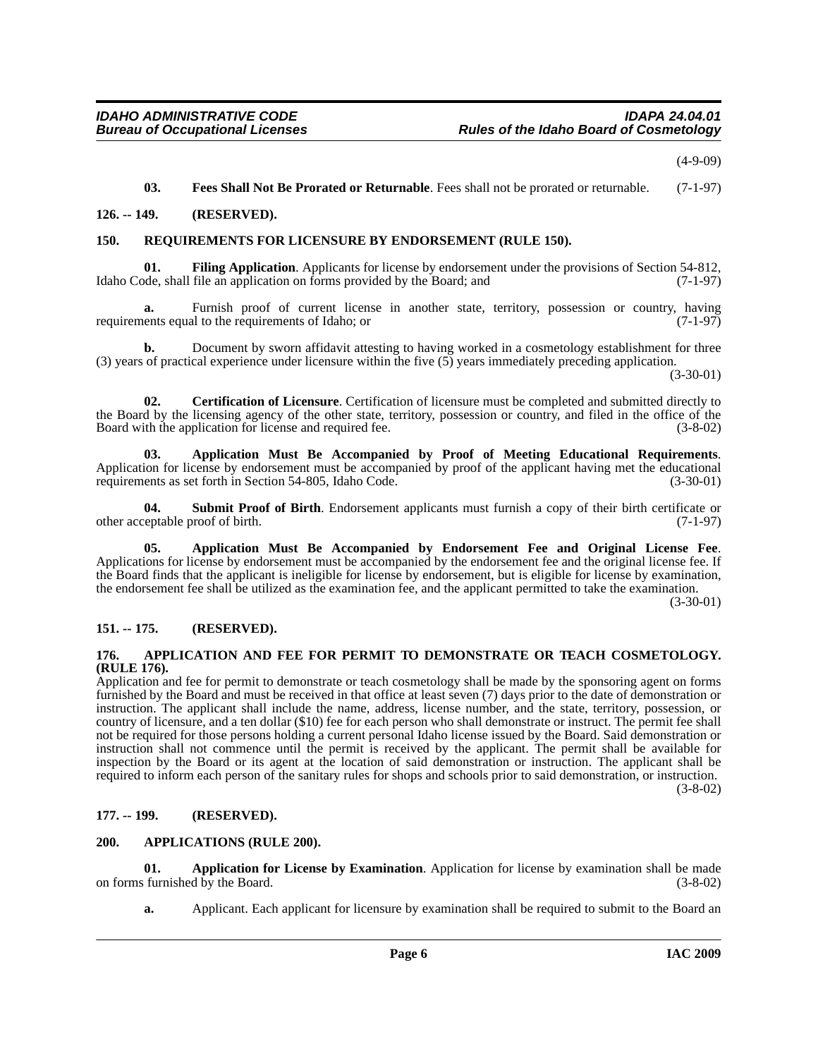(4-9-09)

**03. Fees Shall Not Be Prorated or Returnable**. Fees shall not be prorated or returnable. (7-1-97)

## 126. -- 149. (RESERVED).

## 150. REQUIREMENTS FOR LICENSURE BY ENDORSEMENT (RULE 150).

**01. Filing Application**. Applicants for license by endorsement under the provisions of Section 54-812, Idaho Code, shall file an application on forms provided by the Board; and (7-1-97)

**a.** Furnish proof of current license in another state, territory, possession or country, having requirements equal to the requirements of Idaho; or (7-1-97)

**b.** Document by sworn affidavit attesting to having worked in a cosmetology establishment for three (3) years of practical experience under licensure within the five (5) years immediately preceding application. (3-30-01)

**02. Certification of Licensure**. Certification of licensure must be completed and submitted directly to the Board by the licensing agency of the other state, territory, possession or country, and filed in the office of the Board with the application for license and required fee. (3-8-02)

**03. Application Must Be Accompanied by Proof of Meeting Educational Requirements**. Application for license by endorsement must be accompanied by proof of the applicant having met the educational requirements as set forth in Section 54-805, Idaho Code. (3-30-01)

**04. Submit Proof of Birth**. Endorsement applicants must furnish a copy of their birth certificate or other acceptable proof of birth. (7-1-97)

**05. Application Must Be Accompanied by Endorsement Fee and Original License Fee**. Applications for license by endorsement must be accompanied by the endorsement fee and the original license fee. If the Board finds that the applicant is ineligible for license by endorsement, but is eligible for license by examination, the endorsement fee shall be utilized as the examination fee, and the applicant permitted to take the examination. (3-30-01)

## 151. -- 175. (RESERVED).

## 176. APPLICATION AND FEE FOR PERMIT TO DEMONSTRATE OR TEACH COSMETOLOGY. (RULE 176).

Application and fee for permit to demonstrate or teach cosmetology shall be made by the sponsoring agent on forms furnished by the Board and must be received in that office at least seven (7) days prior to the date of demonstration or instruction. The applicant shall include the name, address, license number, and the state, territory, possession, or country of licensure, and a ten dollar ($10) fee for each person who shall demonstrate or instruct. The permit fee shall not be required for those persons holding a current personal Idaho license issued by the Board. Said demonstration or instruction shall not commence until the permit is received by the applicant. The permit shall be available for inspection by the Board or its agent at the location of said demonstration or instruction. The applicant shall be required to inform each person of the sanitary rules for shops and schools prior to said demonstration, or instruction. (3-8-02)

## 177. -- 199. (RESERVED).

## 200. APPLICATIONS (RULE 200).

**01. Application for License by Examination**. Application for license by examination shall be made on forms furnished by the Board. (3-8-02)

**a.** Applicant. Each applicant for licensure by examination shall be required to submit to the Board an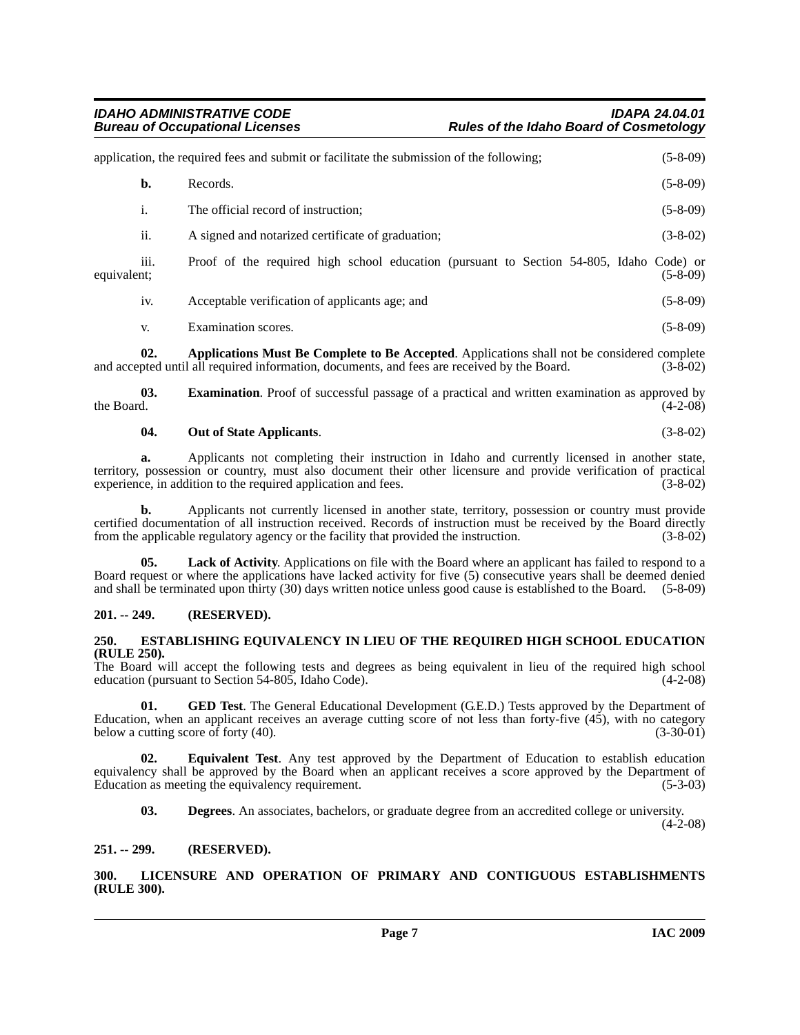application, the required fees and submit or facilitate the submission of the following; (5-8-09)

**b.** Records. (5-8-09)

i. The official record of instruction; (5-8-09)

ii. A signed and notarized certificate of graduation; (3-8-02)

iii. Proof of the required high school education (pursuant to Section 54-805, Idaho Code) or equivalent; (5-8-09)

iv. Acceptable verification of applicants age; and (5-8-09)

v. Examination scores. (5-8-09)

**02. Applications Must Be Complete to Be Accepted**. Applications shall not be considered complete and accepted until all required information, documents, and fees are received by the Board. (3-8-02)

**03. Examination**. Proof of successful passage of a practical and written examination as approved by the Board. (4-2-08)

**04. Out of State Applicants**. (3-8-02)

**a.** Applicants not completing their instruction in Idaho and currently licensed in another state, territory, possession or country, must also document their other licensure and provide verification of practical experience, in addition to the required application and fees. (3-8-02)

**b.** Applicants not currently licensed in another state, territory, possession or country must provide certified documentation of all instruction received. Records of instruction must be received by the Board directly from the applicable regulatory agency or the facility that provided the instruction. (3-8-02)

**05. Lack of Activity**. Applications on file with the Board where an applicant has failed to respond to a Board request or where the applications have lacked activity for five (5) consecutive years shall be deemed denied and shall be terminated upon thirty (30) days written notice unless good cause is established to the Board. (5-8-09)

## 201. -- 249. (RESERVED).

## 250. ESTABLISHING EQUIVALENCY IN LIEU OF THE REQUIRED HIGH SCHOOL EDUCATION (RULE 250).

The Board will accept the following tests and degrees as being equivalent in lieu of the required high school education (pursuant to Section 54-805, Idaho Code). (4-2-08)

**01. GED Test**. The General Educational Development (G.E.D.) Tests approved by the Department of Education, when an applicant receives an average cutting score of not less than forty-five (45), with no category below a cutting score of forty (40). (3-30-01)

**02. Equivalent Test**. Any test approved by the Department of Education to establish education equivalency shall be approved by the Board when an applicant receives a score approved by the Department of Education as meeting the equivalency requirement. (5-3-03)

**03. Degrees**. An associates, bachelors, or graduate degree from an accredited college or university. (4-2-08)

## 251. -- 299. (RESERVED).

## 300. LICENSURE AND OPERATION OF PRIMARY AND CONTIGUOUS ESTABLISHMENTS (RULE 300).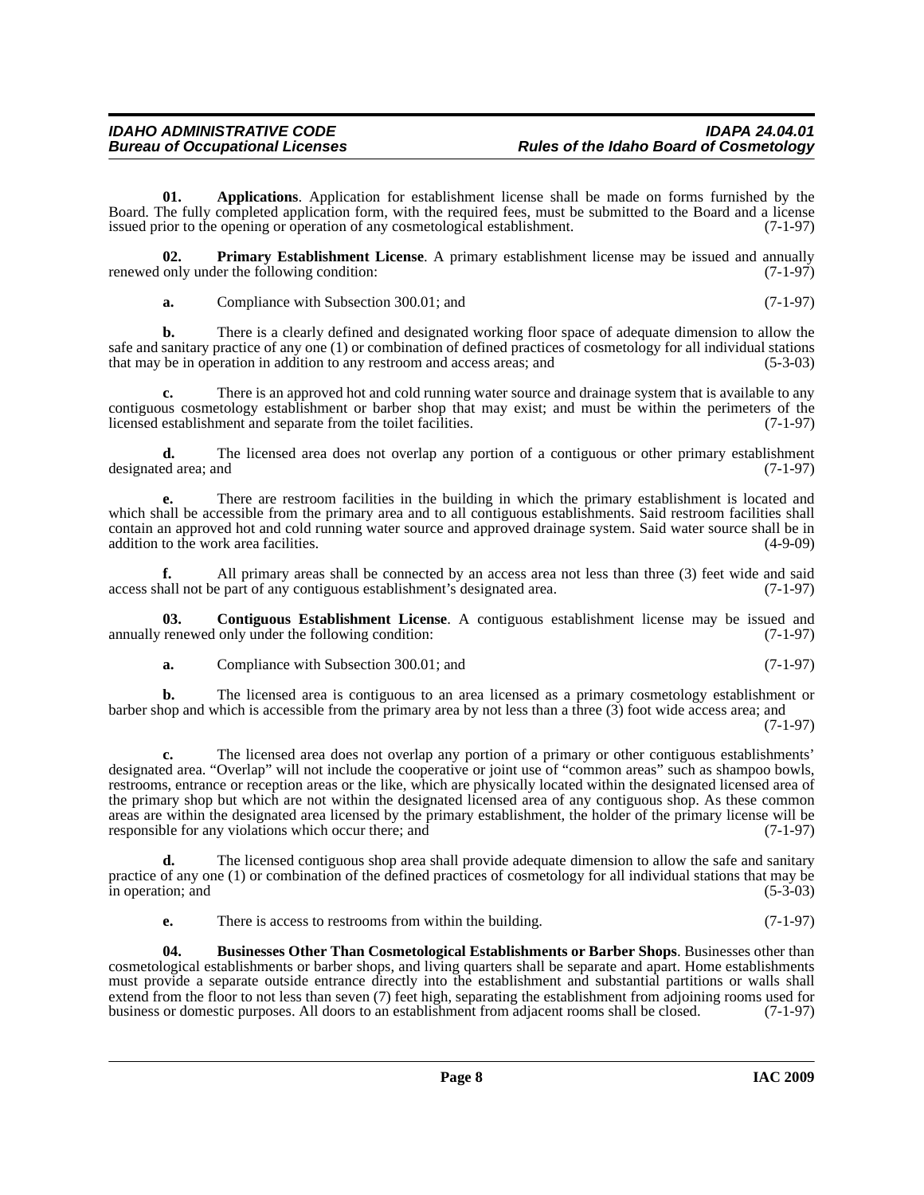**01. Applications**. Application for establishment license shall be made on forms furnished by the Board. The fully completed application form, with the required fees, must be submitted to the Board and a license issued prior to the opening or operation of any cosmetological establishment. (7-1-97)

**02. Primary Establishment License**. A primary establishment license may be issued and annually renewed only under the following condition: (7-1-97)

**a.** Compliance with Subsection 300.01; and (7-1-97)

**b.** There is a clearly defined and designated working floor space of adequate dimension to allow the safe and sanitary practice of any one (1) or combination of defined practices of cosmetology for all individual stations that may be in operation in addition to any restroom and access areas; and (5-3-03)

**c.** There is an approved hot and cold running water source and drainage system that is available to any contiguous cosmetology establishment or barber shop that may exist; and must be within the perimeters of the licensed establishment and separate from the toilet facilities. (7-1-97)

**d.** The licensed area does not overlap any portion of a contiguous or other primary establishment designated area; and (7-1-97)

**e.** There are restroom facilities in the building in which the primary establishment is located and which shall be accessible from the primary area and to all contiguous establishments. Said restroom facilities shall contain an approved hot and cold running water source and approved drainage system. Said water source shall be in addition to the work area facilities. (4-9-09)

**f.** All primary areas shall be connected by an access area not less than three (3) feet wide and said access shall not be part of any contiguous establishment's designated area. (7-1-97)

**03. Contiguous Establishment License**. A contiguous establishment license may be issued and annually renewed only under the following condition: (7-1-97)

**a.** Compliance with Subsection 300.01; and (7-1-97)

**b.** The licensed area is contiguous to an area licensed as a primary cosmetology establishment or barber shop and which is accessible from the primary area by not less than a three (3) foot wide access area; and (7-1-97)

**c.** The licensed area does not overlap any portion of a primary or other contiguous establishments' designated area. "Overlap" will not include the cooperative or joint use of "common areas" such as shampoo bowls, restrooms, entrance or reception areas or the like, which are physically located within the designated licensed area of the primary shop but which are not within the designated licensed area of any contiguous shop. As these common areas are within the designated area licensed by the primary establishment, the holder of the primary license will be responsible for any violations which occur there; and (7-1-97)

**d.** The licensed contiguous shop area shall provide adequate dimension to allow the safe and sanitary practice of any one (1) or combination of the defined practices of cosmetology for all individual stations that may be in operation; and (5-3-03)

**e.** There is access to restrooms from within the building. (7-1-97)

**04. Businesses Other Than Cosmetological Establishments or Barber Shops**. Businesses other than cosmetological establishments or barber shops, and living quarters shall be separate and apart. Home establishments must provide a separate outside entrance directly into the establishment and substantial partitions or walls shall extend from the floor to not less than seven (7) feet high, separating the establishment from adjoining rooms used for business or domestic purposes. All doors to an establishment from adjacent rooms shall be closed. (7-1-97)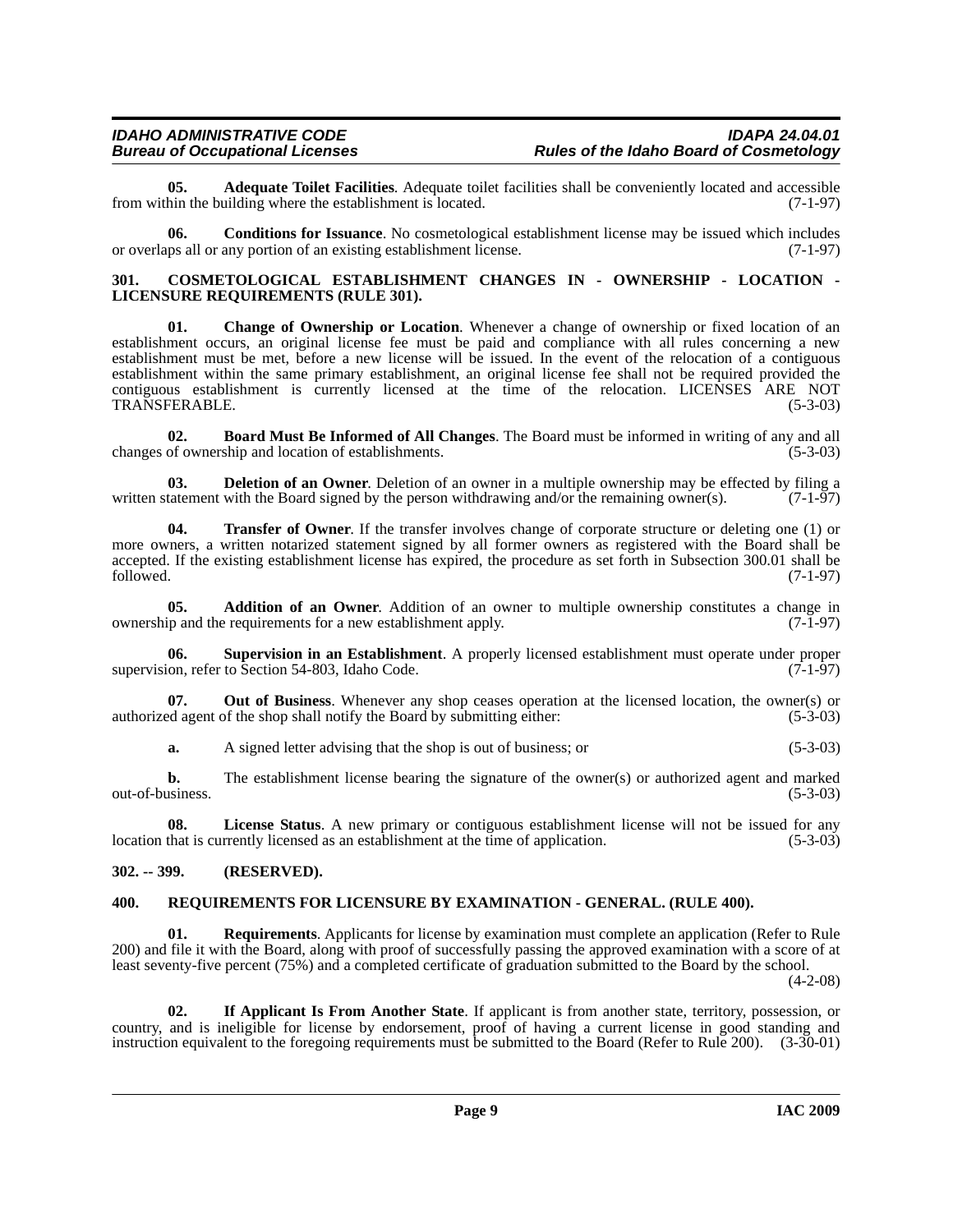**05. Adequate Toilet Facilities**. Adequate toilet facilities shall be conveniently located and accessible from within the building where the establishment is located. (7-1-97)

**06. Conditions for Issuance**. No cosmetological establishment license may be issued which includes or overlaps all or any portion of an existing establishment license. (7-1-97)

## 301. COSMETOLOGICAL ESTABLISHMENT CHANGES IN - OWNERSHIP - LOCATION - LICENSURE REQUIREMENTS (RULE 301).

**01. Change of Ownership or Location**. Whenever a change of ownership or fixed location of an establishment occurs, an original license fee must be paid and compliance with all rules concerning a new establishment must be met, before a new license will be issued. In the event of the relocation of a contiguous establishment within the same primary establishment, an original license fee shall not be required provided the contiguous establishment is currently licensed at the time of the relocation. LICENSES ARE NOT TRANSFERABLE. (5-3-03)

**02. Board Must Be Informed of All Changes**. The Board must be informed in writing of any and all changes of ownership and location of establishments. (5-3-03)

**03. Deletion of an Owner**. Deletion of an owner in a multiple ownership may be effected by filing a written statement with the Board signed by the person withdrawing and/or the remaining owner(s). (7-1-97)

**04. Transfer of Owner**. If the transfer involves change of corporate structure or deleting one (1) or more owners, a written notarized statement signed by all former owners as registered with the Board shall be accepted. If the existing establishment license has expired, the procedure as set forth in Subsection 300.01 shall be followed. (7-1-97)

**05. Addition of an Owner**. Addition of an owner to multiple ownership constitutes a change in ownership and the requirements for a new establishment apply. (7-1-97)

**06. Supervision in an Establishment**. A properly licensed establishment must operate under proper supervision, refer to Section 54-803, Idaho Code. (7-1-97)

**07. Out of Business**. Whenever any shop ceases operation at the licensed location, the owner(s) or authorized agent of the shop shall notify the Board by submitting either: (5-3-03)

**a.** A signed letter advising that the shop is out of business; or (5-3-03)

**b.** The establishment license bearing the signature of the owner(s) or authorized agent and marked out-of-business. (5-3-03)

**08. License Status**. A new primary or contiguous establishment license will not be issued for any location that is currently licensed as an establishment at the time of application. (5-3-03)

## 302. -- 399. (RESERVED).

## 400. REQUIREMENTS FOR LICENSURE BY EXAMINATION - GENERAL. (RULE 400).

**01. Requirements**. Applicants for license by examination must complete an application (Refer to Rule 200) and file it with the Board, along with proof of successfully passing the approved examination with a score of at least seventy-five percent (75%) and a completed certificate of graduation submitted to the Board by the school. (4-2-08)

**02. If Applicant Is From Another State**. If applicant is from another state, territory, possession, or country, and is ineligible for license by endorsement, proof of having a current license in good standing and instruction equivalent to the foregoing requirements must be submitted to the Board (Refer to Rule 200). (3-30-01)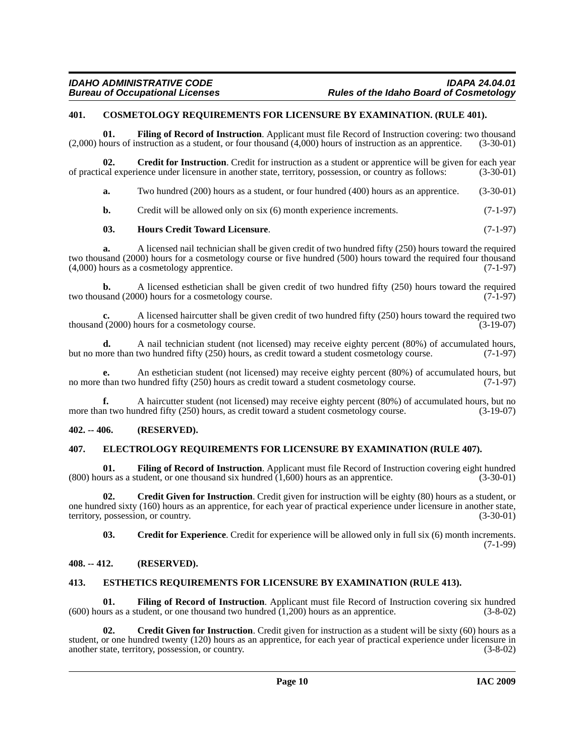### 401. COSMETOLOGY REQUIREMENTS FOR LICENSURE BY EXAMINATION. (RULE 401).

**01. Filing of Record of Instruction**. Applicant must file Record of Instruction covering: two thousand (2,000) hours of instruction as a student, or four thousand (4,000) hours of instruction as an apprentice. (3-30-01)

**02. Credit for Instruction**. Credit for instruction as a student or apprentice will be given for each year of practical experience under licensure in another state, territory, possession, or country as follows: (3-30-01)

**a.** Two hundred (200) hours as a student, or four hundred (400) hours as an apprentice. (3-30-01)

**b.** Credit will be allowed only on six (6) month experience increments. (7-1-97)

**03. Hours Credit Toward Licensure**. (7-1-97)

**a.** A licensed nail technician shall be given credit of two hundred fifty (250) hours toward the required two thousand (2000) hours for a cosmetology course or five hundred (500) hours toward the required four thousand (4,000) hours as a cosmetology apprentice. (7-1-97)

**b.** A licensed esthetician shall be given credit of two hundred fifty (250) hours toward the required two thousand (2000) hours for a cosmetology course. (7-1-97)

**c.** A licensed haircutter shall be given credit of two hundred fifty (250) hours toward the required two thousand (2000) hours for a cosmetology course. (3-19-07)

**d.** A nail technician student (not licensed) may receive eighty percent (80%) of accumulated hours, but no more than two hundred fifty (250) hours, as credit toward a student cosmetology course. (7-1-97)

**e.** An esthetician student (not licensed) may receive eighty percent (80%) of accumulated hours, but no more than two hundred fifty (250) hours as credit toward a student cosmetology course. (7-1-97)

**f.** A haircutter student (not licensed) may receive eighty percent (80%) of accumulated hours, but no more than two hundred fifty (250) hours, as credit toward a student cosmetology course. (3-19-07)

### 402. -- 406. (RESERVED).

### 407. ELECTROLOGY REQUIREMENTS FOR LICENSURE BY EXAMINATION (RULE 407).

**01. Filing of Record of Instruction**. Applicant must file Record of Instruction covering eight hundred (800) hours as a student, or one thousand six hundred (1,600) hours as an apprentice. (3-30-01)

**02. Credit Given for Instruction**. Credit given for instruction will be eighty (80) hours as a student, or one hundred sixty (160) hours as an apprentice, for each year of practical experience under licensure in another state, territory, possession, or country. (3-30-01)

**03. Credit for Experience**. Credit for experience will be allowed only in full six (6) month increments. (7-1-99)

### 408. -- 412. (RESERVED).

### 413. ESTHETICS REQUIREMENTS FOR LICENSURE BY EXAMINATION (RULE 413).

**01. Filing of Record of Instruction**. Applicant must file Record of Instruction covering six hundred (600) hours as a student, or one thousand two hundred (1,200) hours as an apprentice. (3-8-02)

**02. Credit Given for Instruction**. Credit given for instruction as a student will be sixty (60) hours as a student, or one hundred twenty (120) hours as an apprentice, for each year of practical experience under licensure in another state, territory, possession, or country. (3-8-02)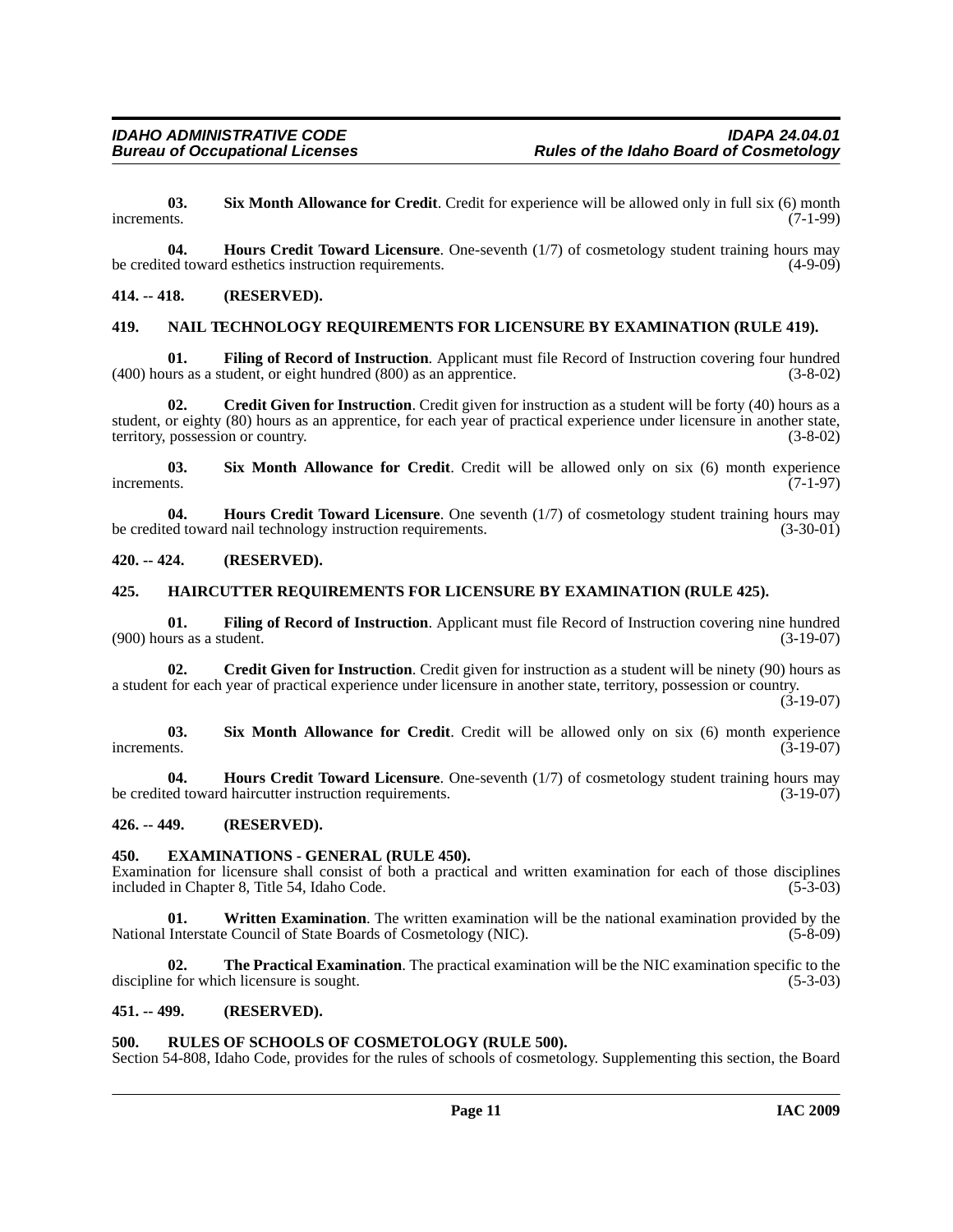**03. Six Month Allowance for Credit**. Credit for experience will be allowed only in full six (6) month increments. (7-1-99)

**04. Hours Credit Toward Licensure**. One-seventh (1/7) of cosmetology student training hours may be credited toward esthetics instruction requirements. (4-9-09)

## 414. -- 418. (RESERVED).

## 419. NAIL TECHNOLOGY REQUIREMENTS FOR LICENSURE BY EXAMINATION (RULE 419).

**01. Filing of Record of Instruction**. Applicant must file Record of Instruction covering four hundred (400) hours as a student, or eight hundred (800) as an apprentice. (3-8-02)

**02. Credit Given for Instruction**. Credit given for instruction as a student will be forty (40) hours as a student, or eighty (80) hours as an apprentice, for each year of practical experience under licensure in another state, territory, possession or country. (3-8-02)

**03. Six Month Allowance for Credit**. Credit will be allowed only on six (6) month experience increments. (7-1-97)

**04. Hours Credit Toward Licensure**. One seventh (1/7) of cosmetology student training hours may be credited toward nail technology instruction requirements. (3-30-01)

## 420. -- 424. (RESERVED).

## 425. HAIRCUTTER REQUIREMENTS FOR LICENSURE BY EXAMINATION (RULE 425).

**01. Filing of Record of Instruction**. Applicant must file Record of Instruction covering nine hundred (900) hours as a student. (3-19-07)

**02. Credit Given for Instruction**. Credit given for instruction as a student will be ninety (90) hours as a student for each year of practical experience under licensure in another state, territory, possession or country. (3-19-07)

**03. Six Month Allowance for Credit**. Credit will be allowed only on six (6) month experience increments. (3-19-07)

**04. Hours Credit Toward Licensure**. One-seventh (1/7) of cosmetology student training hours may be credited toward haircutter instruction requirements. (3-19-07)

## 426. -- 449. (RESERVED).

## 450. EXAMINATIONS - GENERAL (RULE 450).

Examination for licensure shall consist of both a practical and written examination for each of those disciplines included in Chapter 8, Title 54, Idaho Code. (5-3-03)

**01. Written Examination**. The written examination will be the national examination provided by the National Interstate Council of State Boards of Cosmetology (NIC). (5-8-09)

**02. The Practical Examination**. The practical examination will be the NIC examination specific to the discipline for which licensure is sought. (5-3-03)

## 451. -- 499. (RESERVED).

## 500. RULES OF SCHOOLS OF COSMETOLOGY (RULE 500).

Section 54-808, Idaho Code, provides for the rules of schools of cosmetology. Supplementing this section, the Board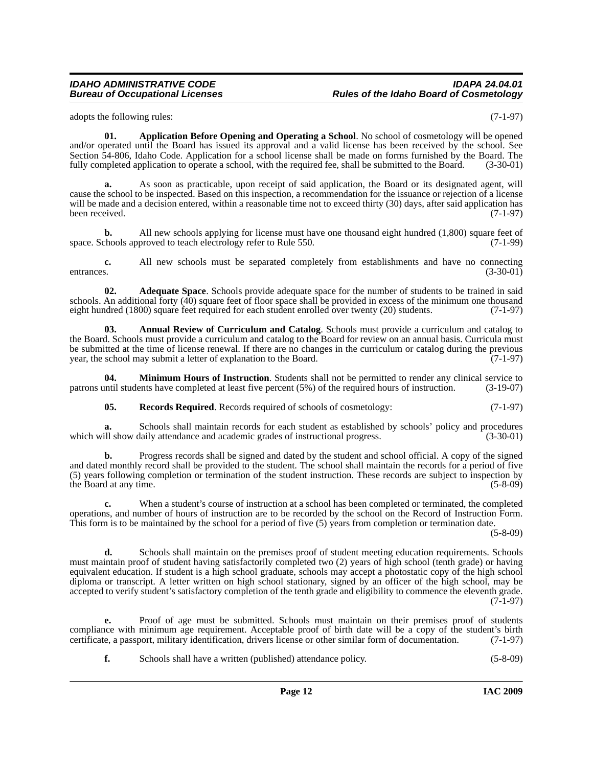adopts the following rules: (7-1-97)

**01. Application Before Opening and Operating a School**. No school of cosmetology will be opened and/or operated until the Board has issued its approval and a valid license has been received by the school. See Section 54-806, Idaho Code. Application for a school license shall be made on forms furnished by the Board. The fully completed application to operate a school, with the required fee, shall be submitted to the Board. (3-30-01)

**a.** As soon as practicable, upon receipt of said application, the Board or its designated agent, will cause the school to be inspected. Based on this inspection, a recommendation for the issuance or rejection of a license will be made and a decision entered, within a reasonable time not to exceed thirty (30) days, after said application has been received. (7-1-97)

**b.** All new schools applying for license must have one thousand eight hundred (1,800) square feet of space. Schools approved to teach electrology refer to Rule 550. (7-1-99)

**c.** All new schools must be separated completely from establishments and have no connecting entrances. (3-30-01)

**02. Adequate Space**. Schools provide adequate space for the number of students to be trained in said schools. An additional forty (40) square feet of floor space shall be provided in excess of the minimum one thousand eight hundred (1800) square feet required for each student enrolled over twenty (20) students. (7-1-97)

**03. Annual Review of Curriculum and Catalog**. Schools must provide a curriculum and catalog to the Board. Schools must provide a curriculum and catalog to the Board for review on an annual basis. Curricula must be submitted at the time of license renewal. If there are no changes in the curriculum or catalog during the previous year, the school may submit a letter of explanation to the Board. (7-1-97)

**04. Minimum Hours of Instruction**. Students shall not be permitted to render any clinical service to patrons until students have completed at least five percent (5%) of the required hours of instruction. (3-19-07)

**05. Records Required**. Records required of schools of cosmetology: (7-1-97)

**a.** Schools shall maintain records for each student as established by schools' policy and procedures which will show daily attendance and academic grades of instructional progress. (3-30-01)

**b.** Progress records shall be signed and dated by the student and school official. A copy of the signed and dated monthly record shall be provided to the student. The school shall maintain the records for a period of five (5) years following completion or termination of the student instruction. These records are subject to inspection by the Board at any time. (5-8-09)

**c.** When a student's course of instruction at a school has been completed or terminated, the completed operations, and number of hours of instruction are to be recorded by the school on the Record of Instruction Form. This form is to be maintained by the school for a period of five (5) years from completion or termination date. (5-8-09)

**d.** Schools shall maintain on the premises proof of student meeting education requirements. Schools must maintain proof of student having satisfactorily completed two (2) years of high school (tenth grade) or having equivalent education. If student is a high school graduate, schools may accept a photostatic copy of the high school diploma or transcript. A letter written on high school stationary, signed by an officer of the high school, may be accepted to verify student's satisfactory completion of the tenth grade and eligibility to commence the eleventh grade. (7-1-97)

**e.** Proof of age must be submitted. Schools must maintain on their premises proof of students compliance with minimum age requirement. Acceptable proof of birth date will be a copy of the student's birth certificate, a passport, military identification, drivers license or other similar form of documentation. (7-1-97)

**f.** Schools shall have a written (published) attendance policy. (5-8-09)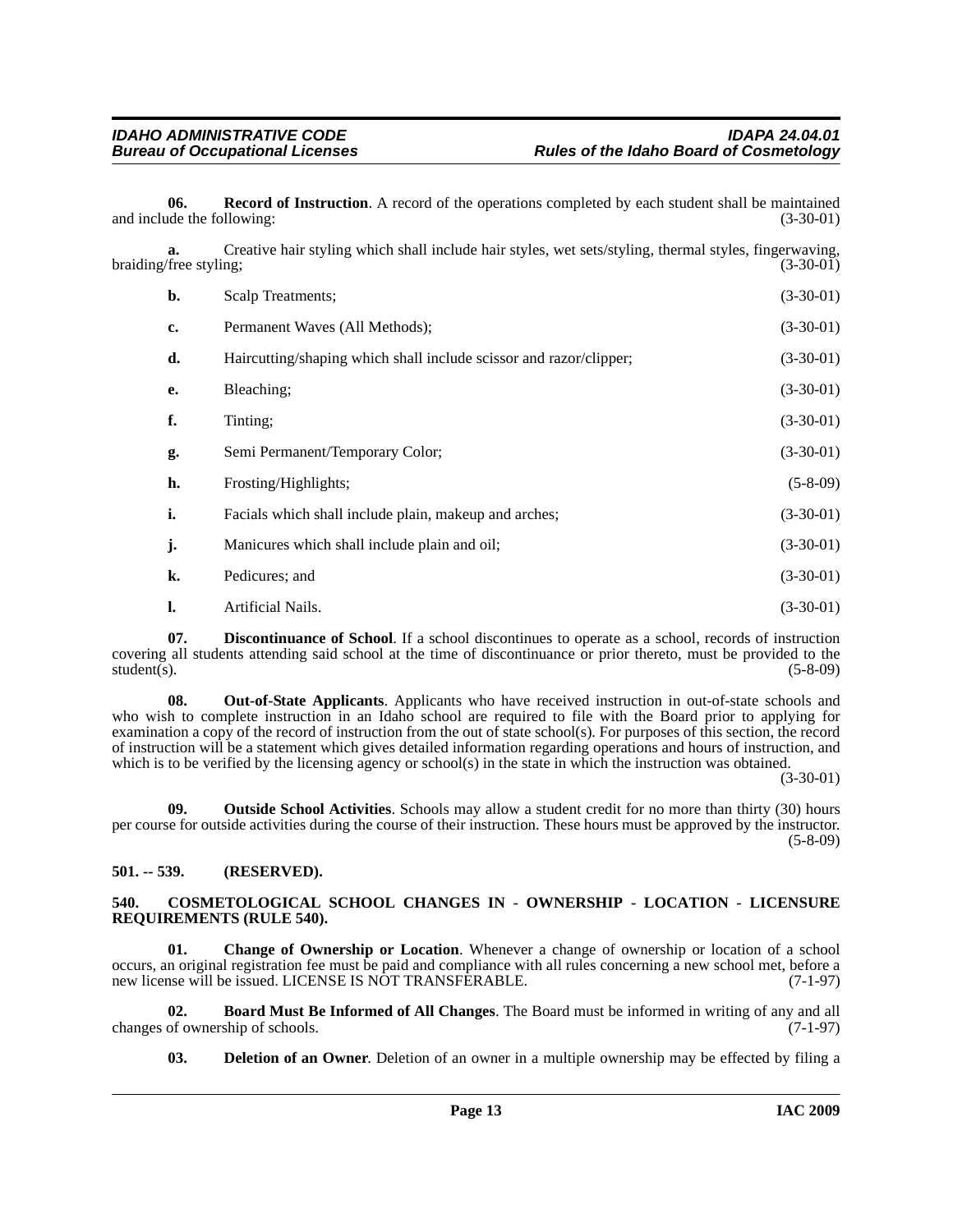**06. Record of Instruction**. A record of the operations completed by each student shall be maintained and include the following: (3-30-01)

**a.** Creative hair styling which shall include hair styles, wet sets/styling, thermal styles, fingerwaving, braiding/free styling; (3-30-01)

**b.** Scalp Treatments; (3-30-01)

**c.** Permanent Waves (All Methods); (3-30-01)

**d.** Haircutting/shaping which shall include scissor and razor/clipper; (3-30-01)

**e.** Bleaching; (3-30-01)

**f.** Tinting; (3-30-01)

**g.** Semi Permanent/Temporary Color; (3-30-01)

**h.** Frosting/Highlights; (5-8-09)

**i.** Facials which shall include plain, makeup and arches; (3-30-01)

**j.** Manicures which shall include plain and oil; (3-30-01)

**k.** Pedicures; and (3-30-01)

**l.** Artificial Nails. (3-30-01)

**07. Discontinuance of School**. If a school discontinues to operate as a school, records of instruction covering all students attending said school at the time of discontinuance or prior thereto, must be provided to the student(s). (5-8-09)

**08. Out-of-State Applicants**. Applicants who have received instruction in out-of-state schools and who wish to complete instruction in an Idaho school are required to file with the Board prior to applying for examination a copy of the record of instruction from the out of state school(s). For purposes of this section, the record of instruction will be a statement which gives detailed information regarding operations and hours of instruction, and which is to be verified by the licensing agency or school(s) in the state in which the instruction was obtained. (3-30-01)

**09. Outside School Activities**. Schools may allow a student credit for no more than thirty (30) hours per course for outside activities during the course of their instruction. These hours must be approved by the instructor. (5-8-09)

### 501. -- 539. (RESERVED).

### 540. COSMETOLOGICAL SCHOOL CHANGES IN - OWNERSHIP - LOCATION - LICENSURE REQUIREMENTS (RULE 540).

**01. Change of Ownership or Location**. Whenever a change of ownership or location of a school occurs, an original registration fee must be paid and compliance with all rules concerning a new school met, before a new license will be issued. LICENSE IS NOT TRANSFERABLE. (7-1-97)

**02. Board Must Be Informed of All Changes**. The Board must be informed in writing of any and all changes of ownership of schools. (7-1-97)

**03. Deletion of an Owner**. Deletion of an owner in a multiple ownership may be effected by filing a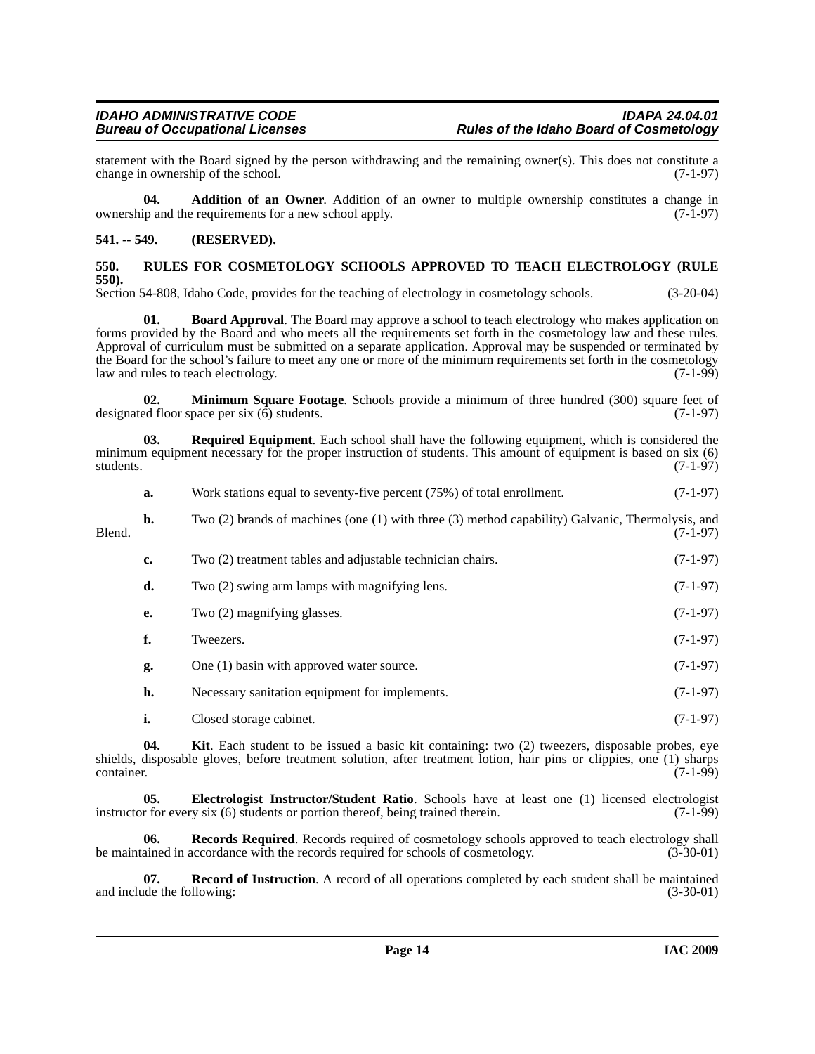statement with the Board signed by the person withdrawing and the remaining owner(s). This does not constitute a change in ownership of the school. (7-1-97)

**04. Addition of an Owner**. Addition of an owner to multiple ownership constitutes a change in ownership and the requirements for a new school apply. (7-1-97)

## 541. -- 549. (RESERVED).

## 550. RULES FOR COSMETOLOGY SCHOOLS APPROVED TO TEACH ELECTROLOGY (RULE 550).

Section 54-808, Idaho Code, provides for the teaching of electrology in cosmetology schools. (3-20-04)

**01. Board Approval**. The Board may approve a school to teach electrology who makes application on forms provided by the Board and who meets all the requirements set forth in the cosmetology law and these rules. Approval of curriculum must be submitted on a separate application. Approval may be suspended or terminated by the Board for the school's failure to meet any one or more of the minimum requirements set forth in the cosmetology law and rules to teach electrology. (7-1-99)

**02. Minimum Square Footage**. Schools provide a minimum of three hundred (300) square feet of designated floor space per six (6) students. (7-1-97)

**03. Required Equipment**. Each school shall have the following equipment, which is considered the minimum equipment necessary for the proper instruction of students. This amount of equipment is based on six (6) students. (7-1-97)

**a.** Work stations equal to seventy-five percent (75%) of total enrollment. (7-1-97)

**b.** Two (2) brands of machines (one (1) with three (3) method capability) Galvanic, Thermolysis, and Blend. (7-1-97)

**c.** Two (2) treatment tables and adjustable technician chairs. (7-1-97)

**d.** Two (2) swing arm lamps with magnifying lens. (7-1-97)

**e.** Two (2) magnifying glasses. (7-1-97)

**f.** Tweezers. (7-1-97)

**g.** One (1) basin with approved water source. (7-1-97)

**h.** Necessary sanitation equipment for implements. (7-1-97)

**i.** Closed storage cabinet. (7-1-97)

**04. Kit**. Each student to be issued a basic kit containing: two (2) tweezers, disposable probes, eye shields, disposable gloves, before treatment solution, after treatment lotion, hair pins or clippies, one (1) sharps container. (7-1-99)

**05. Electrologist Instructor/Student Ratio**. Schools have at least one (1) licensed electrologist instructor for every six (6) students or portion thereof, being trained therein. (7-1-99)

**06. Records Required**. Records required of cosmetology schools approved to teach electrology shall be maintained in accordance with the records required for schools of cosmetology. (3-30-01)

**07. Record of Instruction**. A record of all operations completed by each student shall be maintained and include the following: (3-30-01)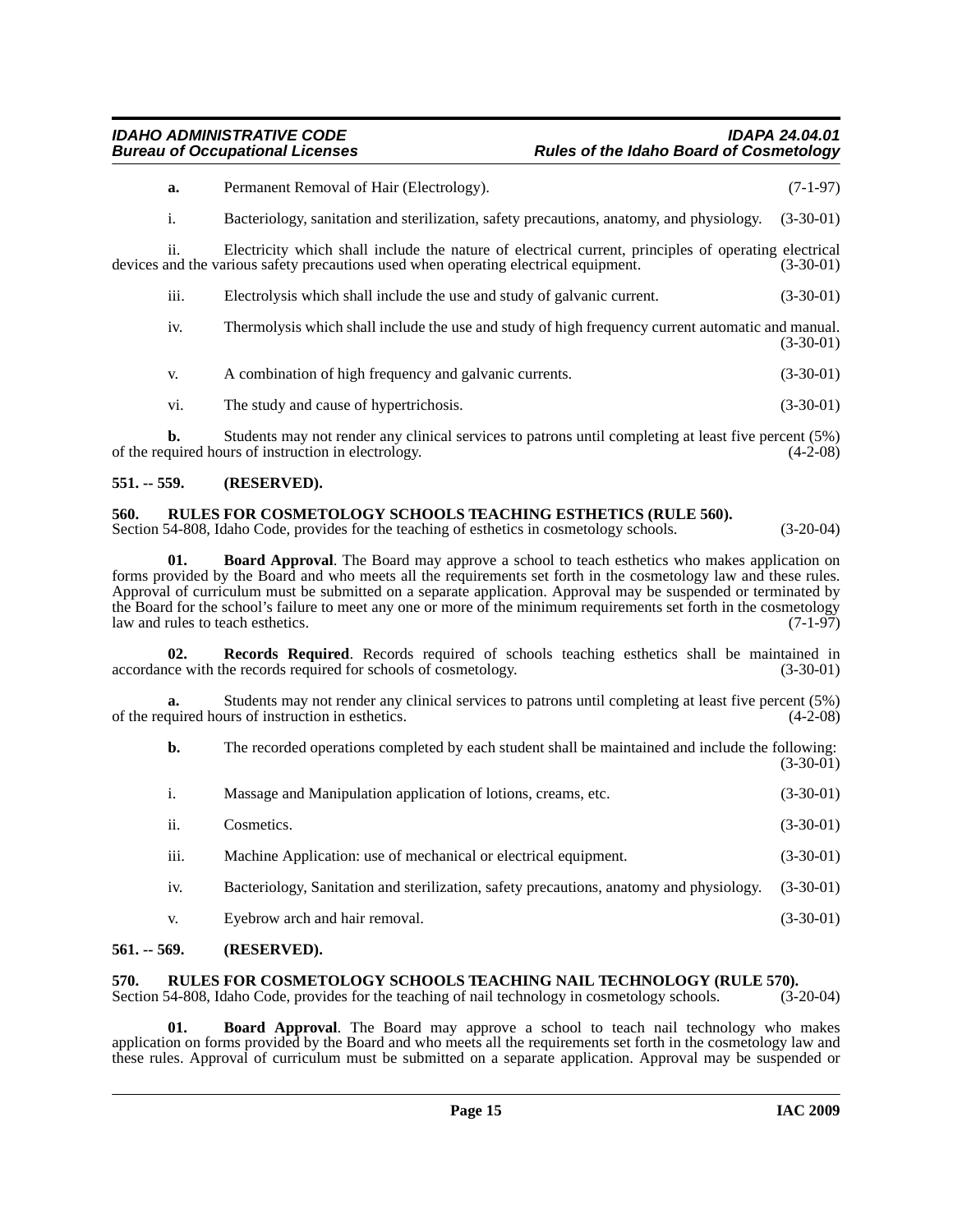**a.** Permanent Removal of Hair (Electrology). (7-1-97)

i. Bacteriology, sanitation and sterilization, safety precautions, anatomy, and physiology. (3-30-01)

ii. Electricity which shall include the nature of electrical current, principles of operating electrical devices and the various safety precautions used when operating electrical equipment. (3-30-01)

iii. Electrolysis which shall include the use and study of galvanic current. (3-30-01)

iv. Thermolysis which shall include the use and study of high frequency current automatic and manual. (3-30-01)

v. A combination of high frequency and galvanic currents. (3-30-01)

vi. The study and cause of hypertrichosis. (3-30-01)

**b.** Students may not render any clinical services to patrons until completing at least five percent (5%) of the required hours of instruction in electrology. (4-2-08)

## 551. -- 559. (RESERVED).

## 560. RULES FOR COSMETOLOGY SCHOOLS TEACHING ESTHETICS (RULE 560).

Section 54-808, Idaho Code, provides for the teaching of esthetics in cosmetology schools. (3-20-04)

**01. Board Approval**. The Board may approve a school to teach esthetics who makes application on forms provided by the Board and who meets all the requirements set forth in the cosmetology law and these rules. Approval of curriculum must be submitted on a separate application. Approval may be suspended or terminated by the Board for the school's failure to meet any one or more of the minimum requirements set forth in the cosmetology law and rules to teach esthetics. (7-1-97)

**02. Records Required**. Records required of schools teaching esthetics shall be maintained in accordance with the records required for schools of cosmetology. (3-30-01)

**a.** Students may not render any clinical services to patrons until completing at least five percent (5%) of the required hours of instruction in esthetics. (4-2-08)

**b.** The recorded operations completed by each student shall be maintained and include the following: (3-30-01)

i. Massage and Manipulation application of lotions, creams, etc. (3-30-01)

ii. Cosmetics. (3-30-01)

iii. Machine Application: use of mechanical or electrical equipment. (3-30-01)

iv. Bacteriology, Sanitation and sterilization, safety precautions, anatomy and physiology. (3-30-01)

v. Eyebrow arch and hair removal. (3-30-01)

## 561. -- 569. (RESERVED).

## 570. RULES FOR COSMETOLOGY SCHOOLS TEACHING NAIL TECHNOLOGY (RULE 570).

Section 54-808, Idaho Code, provides for the teaching of nail technology in cosmetology schools. (3-20-04)

**01. Board Approval**. The Board may approve a school to teach nail technology who makes application on forms provided by the Board and who meets all the requirements set forth in the cosmetology law and these rules. Approval of curriculum must be submitted on a separate application. Approval may be suspended or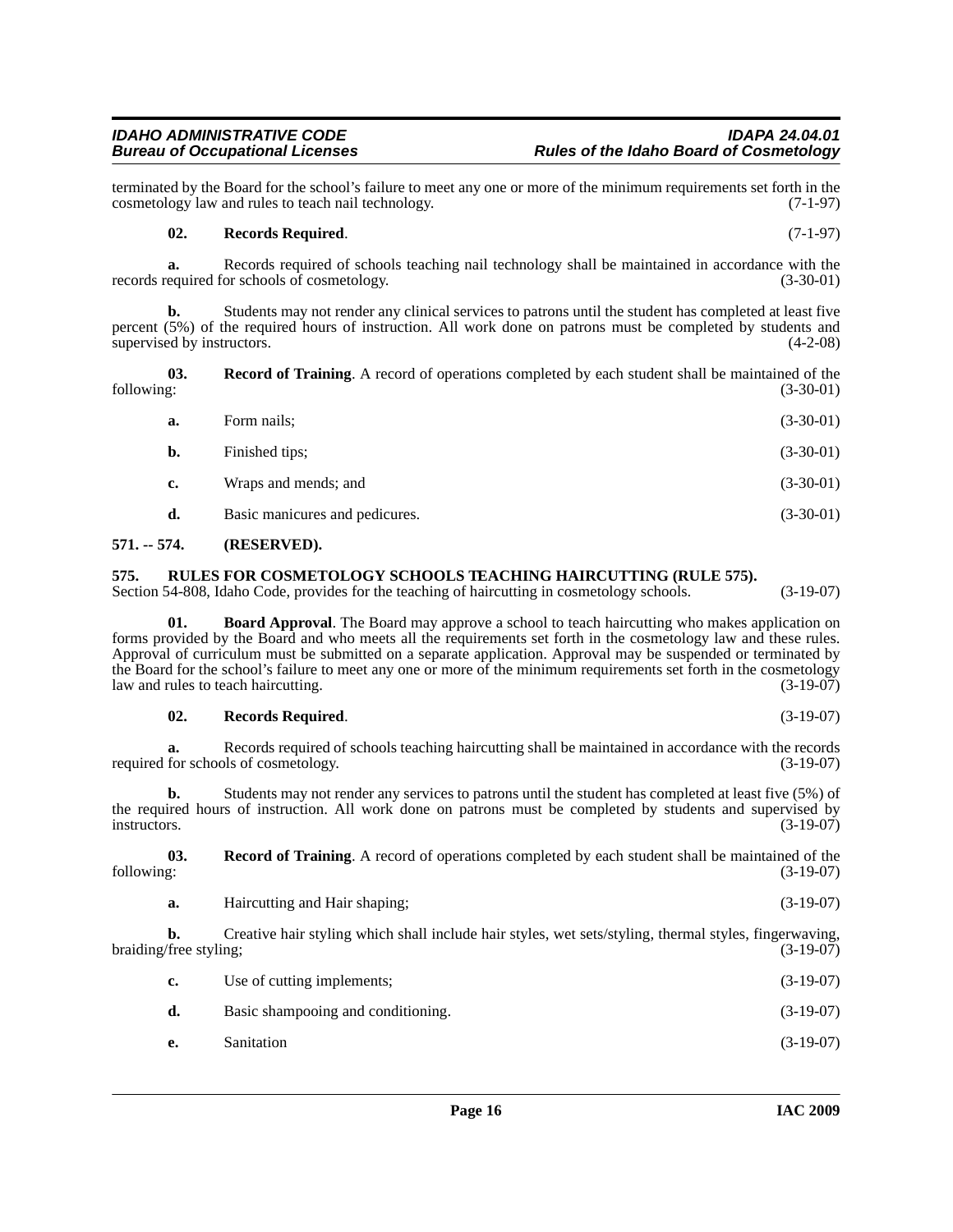terminated by the Board for the school's failure to meet any one or more of the minimum requirements set forth in the cosmetology law and rules to teach nail technology. (7-1-97)

**02. Records Required**. (7-1-97)

**a.** Records required of schools teaching nail technology shall be maintained in accordance with the records required for schools of cosmetology. (3-30-01)

**b.** Students may not render any clinical services to patrons until the student has completed at least five percent (5%) of the required hours of instruction. All work done on patrons must be completed by students and supervised by instructors. (4-2-08)

**03. Record of Training**. A record of operations completed by each student shall be maintained of the following: (3-30-01)

**a.** Form nails; (3-30-01)

**b.** Finished tips; (3-30-01)

**c.** Wraps and mends; and (3-30-01)

**d.** Basic manicures and pedicures. (3-30-01)

## 571. -- 574. (RESERVED).

## 575. RULES FOR COSMETOLOGY SCHOOLS TEACHING HAIRCUTTING (RULE 575).

Section 54-808, Idaho Code, provides for the teaching of haircutting in cosmetology schools. (3-19-07)

**01. Board Approval**. The Board may approve a school to teach haircutting who makes application on forms provided by the Board and who meets all the requirements set forth in the cosmetology law and these rules. Approval of curriculum must be submitted on a separate application. Approval may be suspended or terminated by the Board for the school's failure to meet any one or more of the minimum requirements set forth in the cosmetology law and rules to teach haircutting. (3-19-07)

**02. Records Required**. (3-19-07)

**a.** Records required of schools teaching haircutting shall be maintained in accordance with the records required for schools of cosmetology. (3-19-07)

**b.** Students may not render any services to patrons until the student has completed at least five (5%) of the required hours of instruction. All work done on patrons must be completed by students and supervised by instructors. (3-19-07)

**03. Record of Training**. A record of operations completed by each student shall be maintained of the following: (3-19-07)

**a.** Haircutting and Hair shaping; (3-19-07)

**b.** Creative hair styling which shall include hair styles, wet sets/styling, thermal styles, fingerwaving, braiding/free styling; (3-19-07)

**c.** Use of cutting implements; (3-19-07)

**d.** Basic shampooing and conditioning. (3-19-07)

**e.** Sanitation (3-19-07)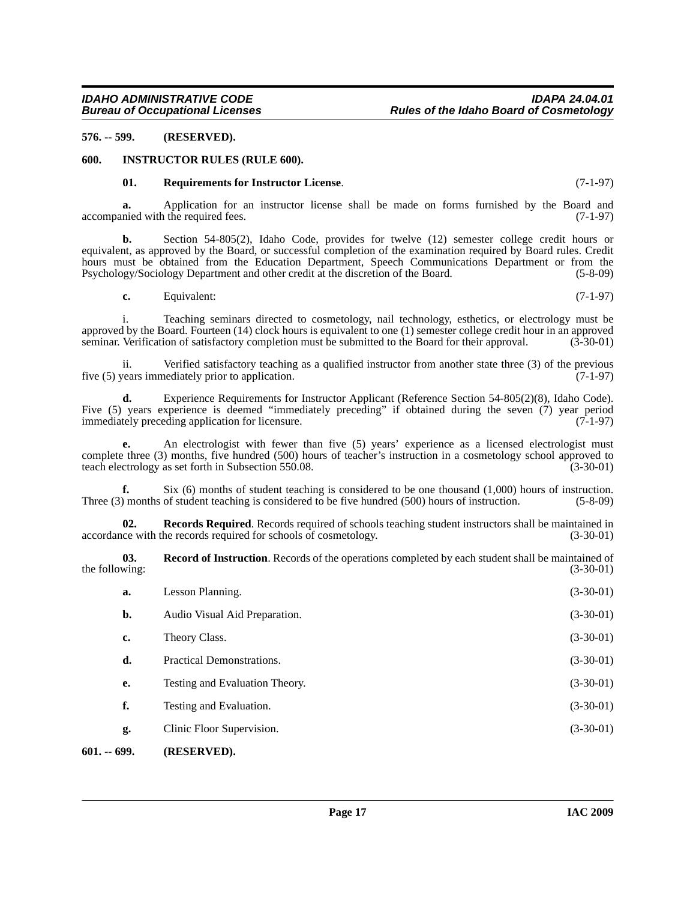**576. -- 599. (RESERVED).**

**600. INSTRUCTOR RULES (RULE 600).**

**01. Requirements for Instructor License**. (7-1-97)

**a.** Application for an instructor license shall be made on forms furnished by the Board and accompanied with the required fees. (7-1-97)

**b.** Section 54-805(2), Idaho Code, provides for twelve (12) semester college credit hours or equivalent, as approved by the Board, or successful completion of the examination required by Board rules. Credit hours must be obtained from the Education Department, Speech Communications Department or from the Psychology/Sociology Department and other credit at the discretion of the Board. (5-8-09)

**c.** Equivalent: (7-1-97)

i. Teaching seminars directed to cosmetology, nail technology, esthetics, or electrology must be approved by the Board. Fourteen (14) clock hours is equivalent to one (1) semester college credit hour in an approved seminar. Verification of satisfactory completion must be submitted to the Board for their approval. (3-30-01)

ii. Verified satisfactory teaching as a qualified instructor from another state three (3) of the previous five (5) years immediately prior to application. (7-1-97)

**d.** Experience Requirements for Instructor Applicant (Reference Section 54-805(2)(8), Idaho Code). Five (5) years experience is deemed "immediately preceding" if obtained during the seven (7) year period immediately preceding application for licensure. (7-1-97)

**e.** An electrologist with fewer than five (5) years' experience as a licensed electrologist must complete three (3) months, five hundred (500) hours of teacher's instruction in a cosmetology school approved to teach electrology as set forth in Subsection 550.08. (3-30-01)

**f.** Six (6) months of student teaching is considered to be one thousand (1,000) hours of instruction. Three (3) months of student teaching is considered to be five hundred (500) hours of instruction. (5-8-09)

**02. Records Required**. Records required of schools teaching student instructors shall be maintained in accordance with the records required for schools of cosmetology. (3-30-01)

**03. Record of Instruction**. Records of the operations completed by each student shall be maintained of the following: (3-30-01)

**a.** Lesson Planning. (3-30-01)

**b.** Audio Visual Aid Preparation. (3-30-01)

**c.** Theory Class. (3-30-01)

**d.** Practical Demonstrations. (3-30-01)

**e.** Testing and Evaluation Theory. (3-30-01)

**f.** Testing and Evaluation. (3-30-01)

**g.** Clinic Floor Supervision. (3-30-01)

**601. -- 699. (RESERVED).**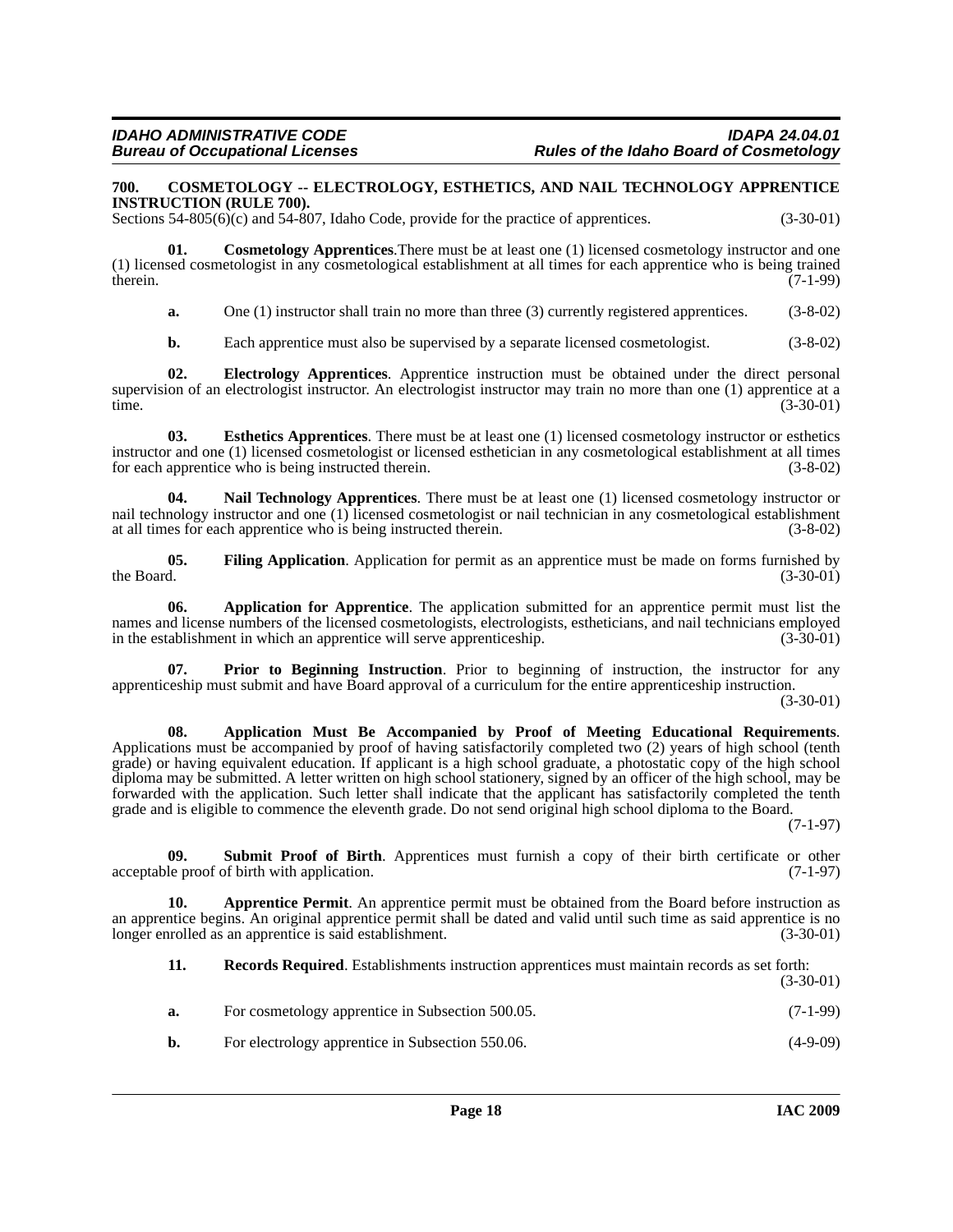## 700. COSMETOLOGY -- ELECTROLOGY, ESTHETICS, AND NAIL TECHNOLOGY APPRENTICE INSTRUCTION (RULE 700).

Sections 54-805(6)(c) and 54-807, Idaho Code, provide for the practice of apprentices. (3-30-01)

**01. Cosmetology Apprentices**.There must be at least one (1) licensed cosmetology instructor and one (1) licensed cosmetologist in any cosmetological establishment at all times for each apprentice who is being trained therein. (7-1-99)

**a.** One (1) instructor shall train no more than three (3) currently registered apprentices. (3-8-02)

**b.** Each apprentice must also be supervised by a separate licensed cosmetologist. (3-8-02)

**02. Electrology Apprentices**. Apprentice instruction must be obtained under the direct personal supervision of an electrologist instructor. An electrologist instructor may train no more than one (1) apprentice at a time. (3-30-01)

**03. Esthetics Apprentices**. There must be at least one (1) licensed cosmetology instructor or esthetics instructor and one (1) licensed cosmetologist or licensed esthetician in any cosmetological establishment at all times for each apprentice who is being instructed therein. (3-8-02)

**04. Nail Technology Apprentices**. There must be at least one (1) licensed cosmetology instructor or nail technology instructor and one (1) licensed cosmetologist or nail technician in any cosmetological establishment at all times for each apprentice who is being instructed therein. (3-8-02)

**05. Filing Application**. Application for permit as an apprentice must be made on forms furnished by the Board. (3-30-01)

**06. Application for Apprentice**. The application submitted for an apprentice permit must list the names and license numbers of the licensed cosmetologists, electrologists, estheticians, and nail technicians employed in the establishment in which an apprentice will serve apprenticeship. (3-30-01)

**07. Prior to Beginning Instruction**. Prior to beginning of instruction, the instructor for any apprenticeship must submit and have Board approval of a curriculum for the entire apprenticeship instruction. (3-30-01)

**08. Application Must Be Accompanied by Proof of Meeting Educational Requirements**. Applications must be accompanied by proof of having satisfactorily completed two (2) years of high school (tenth grade) or having equivalent education. If applicant is a high school graduate, a photostatic copy of the high school diploma may be submitted. A letter written on high school stationery, signed by an officer of the high school, may be forwarded with the application. Such letter shall indicate that the applicant has satisfactorily completed the tenth grade and is eligible to commence the eleventh grade. Do not send original high school diploma to the Board. (7-1-97)

**09. Submit Proof of Birth**. Apprentices must furnish a copy of their birth certificate or other acceptable proof of birth with application. (7-1-97)

**10. Apprentice Permit**. An apprentice permit must be obtained from the Board before instruction as an apprentice begins. An original apprentice permit shall be dated and valid until such time as said apprentice is no longer enrolled as an apprentice is said establishment. (3-30-01)

**11. Records Required**. Establishments instruction apprentices must maintain records as set forth: (3-30-01)

**a.** For cosmetology apprentice in Subsection 500.05. (7-1-99)

**b.** For electrology apprentice in Subsection 550.06. (4-9-09)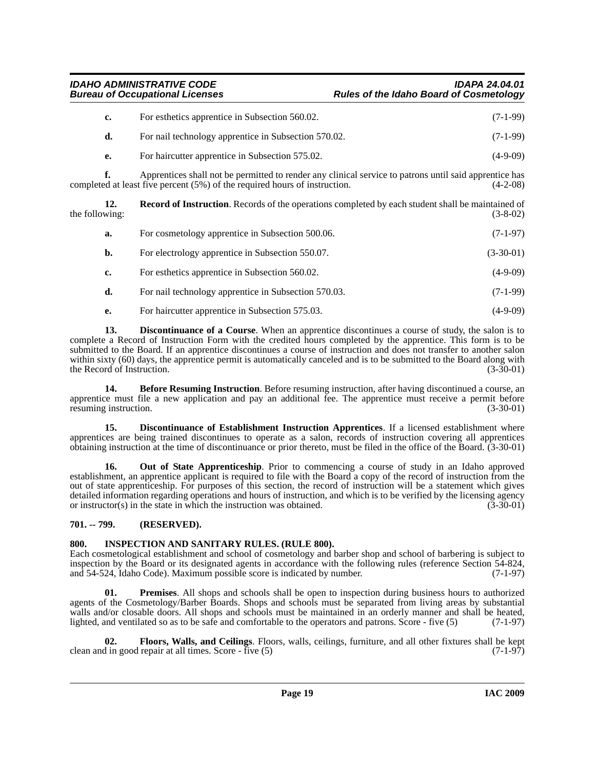**c.** For esthetics apprentice in Subsection 560.02. (7-1-99)

**d.** For nail technology apprentice in Subsection 570.02. (7-1-99)

**e.** For haircutter apprentice in Subsection 575.02. (4-9-09)

**f.** Apprentices shall not be permitted to render any clinical service to patrons until said apprentice has completed at least five percent (5%) of the required hours of instruction. (4-2-08)

**12. Record of Instruction**. Records of the operations completed by each student shall be maintained of the following: (3-8-02)

**a.** For cosmetology apprentice in Subsection 500.06. (7-1-97)

**b.** For electrology apprentice in Subsection 550.07. (3-30-01)

**c.** For esthetics apprentice in Subsection 560.02. (4-9-09)

**d.** For nail technology apprentice in Subsection 570.03. (7-1-99)

**e.** For haircutter apprentice in Subsection 575.03. (4-9-09)

**13. Discontinuance of a Course**. When an apprentice discontinues a course of study, the salon is to complete a Record of Instruction Form with the credited hours completed by the apprentice. This form is to be submitted to the Board. If an apprentice discontinues a course of instruction and does not transfer to another salon within sixty (60) days, the apprentice permit is automatically canceled and is to be submitted to the Board along with the Record of Instruction. (3-30-01)

**14. Before Resuming Instruction**. Before resuming instruction, after having discontinued a course, an apprentice must file a new application and pay an additional fee. The apprentice must receive a permit before resuming instruction. (3-30-01)

**15. Discontinuance of Establishment Instruction Apprentices**. If a licensed establishment where apprentices are being trained discontinues to operate as a salon, records of instruction covering all apprentices obtaining instruction at the time of discontinuance or prior thereto, must be filed in the office of the Board. (3-30-01)

**16. Out of State Apprenticeship**. Prior to commencing a course of study in an Idaho approved establishment, an apprentice applicant is required to file with the Board a copy of the record of instruction from the out of state apprenticeship. For purposes of this section, the record of instruction will be a statement which gives detailed information regarding operations and hours of instruction, and which is to be verified by the licensing agency or instructor(s) in the state in which the instruction was obtained. (3-30-01)

## 701. -- 799. (RESERVED).

## 800. INSPECTION AND SANITARY RULES. (RULE 800).

Each cosmetological establishment and school of cosmetology and barber shop and school of barbering is subject to inspection by the Board or its designated agents in accordance with the following rules (reference Section 54-824, and 54-524, Idaho Code). Maximum possible score is indicated by number. (7-1-97)

**01. Premises**. All shops and schools shall be open to inspection during business hours to authorized agents of the Cosmetology/Barber Boards. Shops and schools must be separated from living areas by substantial walls and/or closable doors. All shops and schools must be maintained in an orderly manner and shall be heated, lighted, and ventilated so as to be safe and comfortable to the operators and patrons. Score - five (5) (7-1-97)

**02. Floors, Walls, and Ceilings**. Floors, walls, ceilings, furniture, and all other fixtures shall be kept clean and in good repair at all times. Score - five (5) (7-1-97)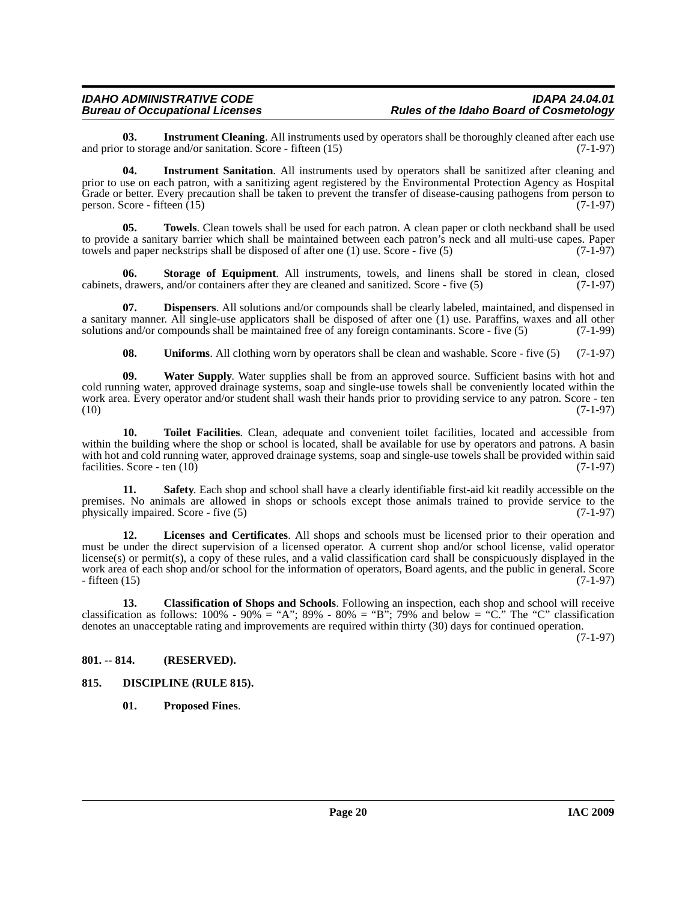**03. Instrument Cleaning**. All instruments used by operators shall be thoroughly cleaned after each use and prior to storage and/or sanitation. Score - fifteen (15) (7-1-97)

**04. Instrument Sanitation**. All instruments used by operators shall be sanitized after cleaning and prior to use on each patron, with a sanitizing agent registered by the Environmental Protection Agency as Hospital Grade or better. Every precaution shall be taken to prevent the transfer of disease-causing pathogens from person to person. Score - fifteen (15) (7-1-97)

**05. Towels**. Clean towels shall be used for each patron. A clean paper or cloth neckband shall be used to provide a sanitary barrier which shall be maintained between each patron's neck and all multi-use capes. Paper towels and paper neckstrips shall be disposed of after one (1) use. Score - five (5) (7-1-97)

**06. Storage of Equipment**. All instruments, towels, and linens shall be stored in clean, closed cabinets, drawers, and/or containers after they are cleaned and sanitized. Score - five (5) (7-1-97)

**07. Dispensers**. All solutions and/or compounds shall be clearly labeled, maintained, and dispensed in a sanitary manner. All single-use applicators shall be disposed of after one (1) use. Paraffins, waxes and all other solutions and/or compounds shall be maintained free of any foreign contaminants. Score - five (5) (7-1-99)

**08. Uniforms**. All clothing worn by operators shall be clean and washable. Score - five (5) (7-1-97)

**09. Water Supply**. Water supplies shall be from an approved source. Sufficient basins with hot and cold running water, approved drainage systems, soap and single-use towels shall be conveniently located within the work area. Every operator and/or student shall wash their hands prior to providing service to any patron. Score - ten (10) (7-1-97)

**10. Toilet Facilities**. Clean, adequate and convenient toilet facilities, located and accessible from within the building where the shop or school is located, shall be available for use by operators and patrons. A basin with hot and cold running water, approved drainage systems, soap and single-use towels shall be provided within said facilities. Score - ten (10) (7-1-97)

**11. Safety**. Each shop and school shall have a clearly identifiable first-aid kit readily accessible on the premises. No animals are allowed in shops or schools except those animals trained to provide service to the physically impaired. Score - five (5) (7-1-97)

**12. Licenses and Certificates**. All shops and schools must be licensed prior to their operation and must be under the direct supervision of a licensed operator. A current shop and/or school license, valid operator license(s) or permit(s), a copy of these rules, and a valid classification card shall be conspicuously displayed in the work area of each shop and/or school for the information of operators, Board agents, and the public in general. Score - fifteen (15) (7-1-97)

**13. Classification of Shops and Schools**. Following an inspection, each shop and school will receive classification as follows: 100% - 90% = "A"; 89% - 80% = "B"; 79% and below = "C." The "C" classification denotes an unacceptable rating and improvements are required within thirty (30) days for continued operation. (7-1-97)

## 801. -- 814. (RESERVED).

## 815. DISCIPLINE (RULE 815).

**01. Proposed Fines**.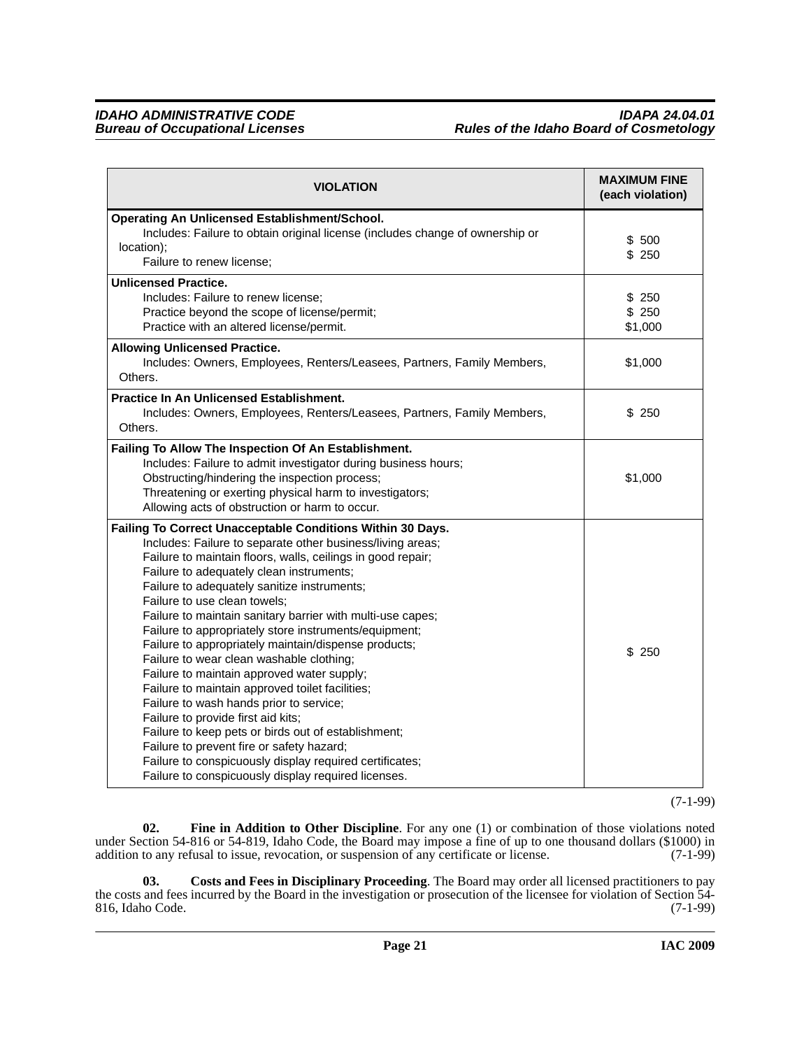| VIOLATION | MAXIMUM FINE (each violation) |
|---|---|
| **Operating An Unlicensed Establishment/School.**<br>Includes: Failure to obtain original license (includes change of ownership or location);<br>Failure to renew license; | $ 500<br>$ 250 |
| **Unlicensed Practice.**<br>Includes: Failure to renew license;<br>Practice beyond the scope of license/permit;<br>Practice with an altered license/permit. | $ 250<br>$ 250<br>$1,000 |
| **Allowing Unlicensed Practice.**<br>Includes: Owners, Employees, Renters/Leasees, Partners, Family Members, Others. | $1,000 |
| **Practice In An Unlicensed Establishment.**<br>Includes: Owners, Employees, Renters/Leasees, Partners, Family Members, Others. | $ 250 |
| **Failing To Allow The Inspection Of An Establishment.**<br>Includes: Failure to admit investigator during business hours;<br>Obstructing/hindering the inspection process;<br>Threatening or exerting physical harm to investigators;<br>Allowing acts of obstruction or harm to occur. | $1,000 |
| **Failing To Correct Unacceptable Conditions Within 30 Days.**<br>Includes: Failure to separate other business/living areas;<br>Failure to maintain floors, walls, ceilings in good repair;<br>Failure to adequately clean instruments;<br>Failure to adequately sanitize instruments;<br>Failure to use clean towels;<br>Failure to maintain sanitary barrier with multi-use capes;<br>Failure to appropriately store instruments/equipment;<br>Failure to appropriately maintain/dispense products;<br>Failure to wear clean washable clothing;<br>Failure to maintain approved water supply;<br>Failure to maintain approved toilet facilities;<br>Failure to wash hands prior to service;<br>Failure to provide first aid kits;<br>Failure to keep pets or birds out of establishment;<br>Failure to prevent fire or safety hazard;<br>Failure to conspicuously display required certificates;<br>Failure to conspicuously display required licenses. | $ 250 |

(7-1-99)

**02. Fine in Addition to Other Discipline**. For any one (1) or combination of those violations noted under Section 54-816 or 54-819, Idaho Code, the Board may impose a fine of up to one thousand dollars ($1000) in addition to any refusal to issue, revocation, or suspension of any certificate or license. (7-1-99)

**03. Costs and Fees in Disciplinary Proceeding**. The Board may order all licensed practitioners to pay the costs and fees incurred by the Board in the investigation or prosecution of the licensee for violation of Section 54-816, Idaho Code. (7-1-99)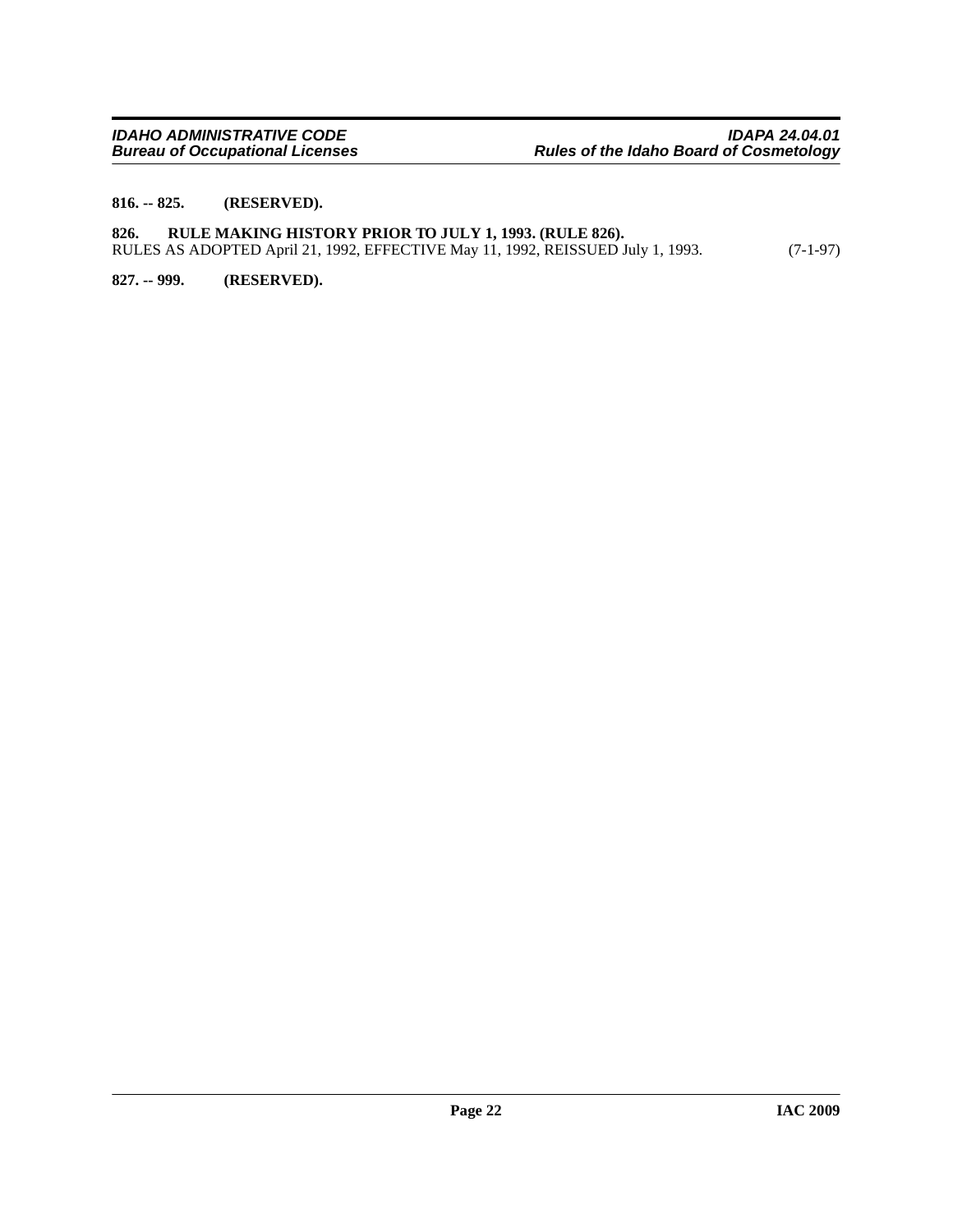**816. -- 825. (RESERVED).**

**826. RULE MAKING HISTORY PRIOR TO JULY 1, 1993. (RULE 826).**
RULES AS ADOPTED April 21, 1992, EFFECTIVE May 11, 1992, REISSUED July 1, 1993. (7-1-97)

**827. -- 999. (RESERVED).**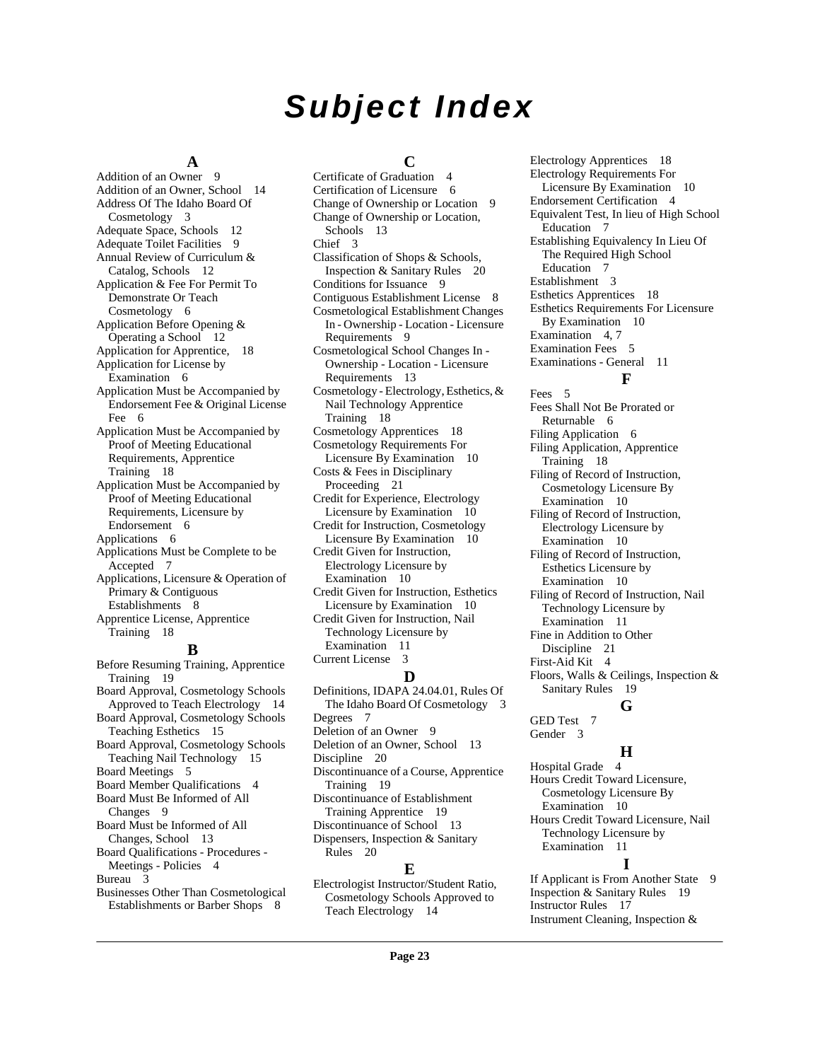# Subject Index

## A

Addition of an Owner 9
Addition of an Owner, School 14
Address Of The Idaho Board Of Cosmetology 3
Adequate Space, Schools 12
Adequate Toilet Facilities 9
Annual Review of Curriculum & Catalog, Schools 12
Application & Fee For Permit To Demonstrate Or Teach Cosmetology 6
Application Before Opening & Operating a School 12
Application for Apprentice, 18
Application for License by Examination 6
Application Must be Accompanied by Endorsement Fee & Original License Fee 6
Application Must be Accompanied by Proof of Meeting Educational Requirements, Apprentice Training 18
Application Must be Accompanied by Proof of Meeting Educational Requirements, Licensure by Endorsement 6
Applications 6
Applications Must be Complete to be Accepted 7
Applications, Licensure & Operation of Primary & Contiguous Establishments 8
Apprentice License, Apprentice Training 18

## B

Before Resuming Training, Apprentice Training 19
Board Approval, Cosmetology Schools Approved to Teach Electrology 14
Board Approval, Cosmetology Schools Teaching Esthetics 15
Board Approval, Cosmetology Schools Teaching Nail Technology 15
Board Meetings 5
Board Member Qualifications 4
Board Must Be Informed of All Changes 9
Board Must be Informed of All Changes, School 13
Board Qualifications - Procedures - Meetings - Policies 4
Bureau 3
Businesses Other Than Cosmetological Establishments or Barber Shops 8

## C

Certificate of Graduation 4
Certification of Licensure 6
Change of Ownership or Location 9
Change of Ownership or Location, Schools 13
Chief 3
Classification of Shops & Schools, Inspection & Sanitary Rules 20
Conditions for Issuance 9
Contiguous Establishment License 8
Cosmetological Establishment Changes In - Ownership - Location - Licensure Requirements 9
Cosmetological School Changes In - Ownership - Location - Licensure Requirements 13
Cosmetology - Electrology, Esthetics, & Nail Technology Apprentice Training 18
Cosmetology Apprentices 18
Cosmetology Requirements For Licensure By Examination 10
Costs & Fees in Disciplinary Proceeding 21
Credit for Experience, Electrology Licensure by Examination 10
Credit for Instruction, Cosmetology Licensure By Examination 10
Credit Given for Instruction, Electrology Licensure by Examination 10
Credit Given for Instruction, Esthetics Licensure by Examination 10
Credit Given for Instruction, Nail Technology Licensure by Examination 11
Current License 3

## D

Definitions, IDAPA 24.04.01, Rules Of The Idaho Board Of Cosmetology 3
Degrees 7
Deletion of an Owner 9
Deletion of an Owner, School 13
Discipline 20
Discontinuance of a Course, Apprentice Training 19
Discontinuance of Establishment Training Apprentice 19
Discontinuance of School 13
Dispensers, Inspection & Sanitary Rules 20

## E

Electrologist Instructor/Student Ratio, Cosmetology Schools Approved to Teach Electrology 14
Electrology Apprentices 18
Electrology Requirements For Licensure By Examination 10
Endorsement Certification 4
Equivalent Test, In lieu of High School Education 7
Establishing Equivalency In Lieu Of The Required High School Education 7
Establishment 3
Esthetics Apprentices 18
Esthetics Requirements For Licensure By Examination 10
Examination 4, 7
Examination Fees 5
Examinations - General 11

## F

Fees 5
Fees Shall Not Be Prorated or Returnable 6
Filing Application 6
Filing Application, Apprentice Training 18
Filing of Record of Instruction, Cosmetology Licensure By Examination 10
Filing of Record of Instruction, Electrology Licensure by Examination 10
Filing of Record of Instruction, Esthetics Licensure by Examination 10
Filing of Record of Instruction, Nail Technology Licensure by Examination 11
Fine in Addition to Other Discipline 21
First-Aid Kit 4
Floors, Walls & Ceilings, Inspection & Sanitary Rules 19

## G

GED Test 7
Gender 3

## H

Hospital Grade 4
Hours Credit Toward Licensure, Cosmetology Licensure By Examination 10
Hours Credit Toward Licensure, Nail Technology Licensure by Examination 11

## I

If Applicant is From Another State 9
Inspection & Sanitary Rules 19
Instructor Rules 17
Instrument Cleaning, Inspection &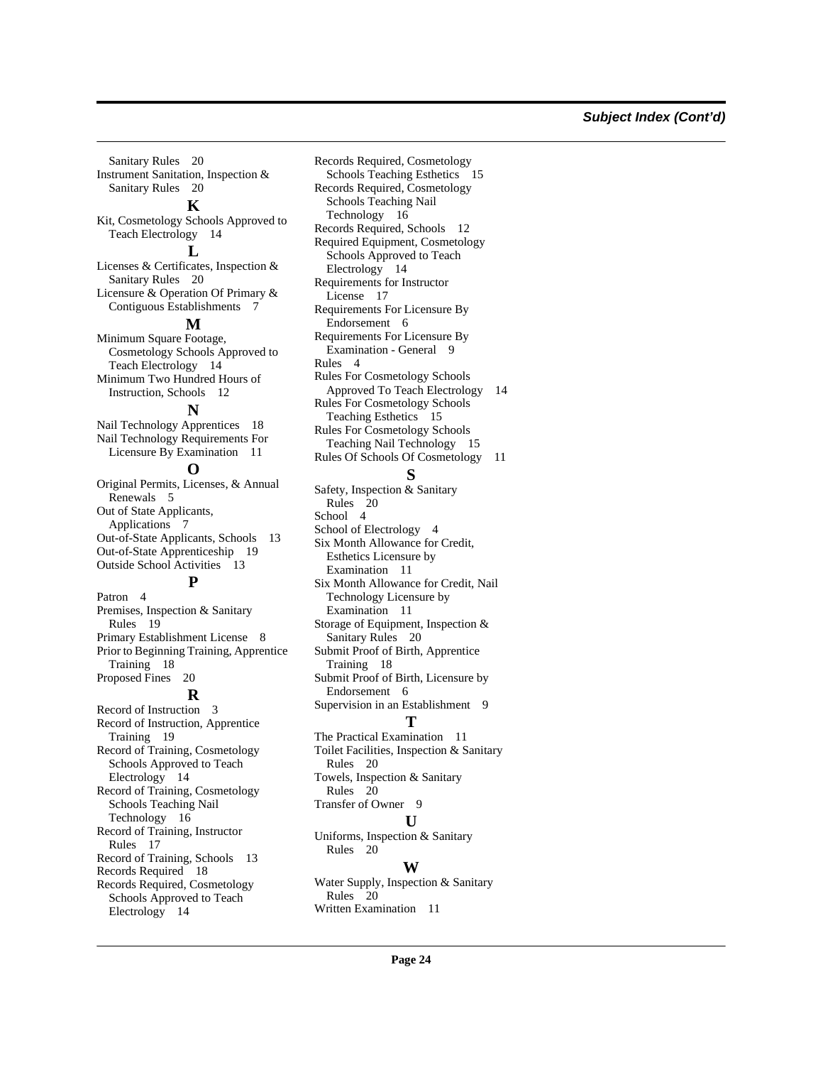Sanitary Rules 20

Instrument Sanitation, Inspection & Sanitary Rules 20

## K

Kit, Cosmetology Schools Approved to Teach Electrology 14

## L

Licenses & Certificates, Inspection & Sanitary Rules 20

Licensure & Operation Of Primary & Contiguous Establishments 7

## M

Minimum Square Footage, Cosmetology Schools Approved to Teach Electrology 14

Minimum Two Hundred Hours of Instruction, Schools 12

## N

Nail Technology Apprentices 18

Nail Technology Requirements For Licensure By Examination 11

## O

Original Permits, Licenses, & Annual Renewals 5

Out of State Applicants, Applications 7

Out-of-State Applicants, Schools 13

Out-of-State Apprenticeship 19

Outside School Activities 13

## P

Patron 4

Premises, Inspection & Sanitary Rules 19

Primary Establishment License 8

Prior to Beginning Training, Apprentice Training 18

Proposed Fines 20

## R

Record of Instruction 3

Record of Instruction, Apprentice Training 19

Record of Training, Cosmetology Schools Approved to Teach Electrology 14

Record of Training, Cosmetology Schools Teaching Nail Technology 16

Record of Training, Instructor Rules 17

Record of Training, Schools 13

Records Required 18

Records Required, Cosmetology Schools Approved to Teach Electrology 14

Records Required, Cosmetology Schools Teaching Esthetics 15

Records Required, Cosmetology Schools Teaching Nail Technology 16

Records Required, Schools 12

Required Equipment, Cosmetology Schools Approved to Teach Electrology 14

Requirements for Instructor License 17

Requirements For Licensure By Endorsement 6

Requirements For Licensure By Examination - General 9

Rules 4

Rules For Cosmetology Schools Approved To Teach Electrology 14

Rules For Cosmetology Schools Teaching Esthetics 15

Rules For Cosmetology Schools Teaching Nail Technology 15

Rules Of Schools Of Cosmetology 11

## S

Safety, Inspection & Sanitary Rules 20

School 4

School of Electrology 4

Six Month Allowance for Credit, Esthetics Licensure by Examination 11

Six Month Allowance for Credit, Nail Technology Licensure by Examination 11

Storage of Equipment, Inspection & Sanitary Rules 20

Submit Proof of Birth, Apprentice Training 18

Submit Proof of Birth, Licensure by Endorsement 6

Supervision in an Establishment 9

## T

The Practical Examination 11

Toilet Facilities, Inspection & Sanitary Rules 20

Towels, Inspection & Sanitary Rules 20

Transfer of Owner 9

## U

Uniforms, Inspection & Sanitary Rules 20

## W

Water Supply, Inspection & Sanitary Rules 20

Written Examination 11